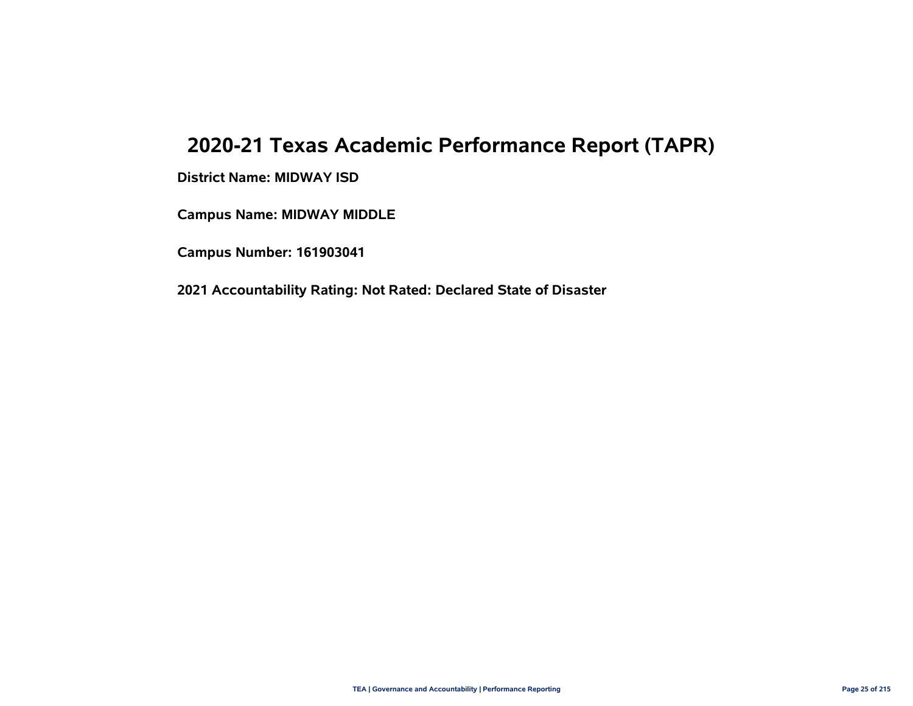# 2020-21 Texas Academic Performance Report (TAPR)

**District Name: MIDWAY ISD**

**Campus Name: MIDWAY MIDDLE**

**Campus Number: 161903041**

**2021 Accountability Rating: Not Rated: Declared State of Disaster**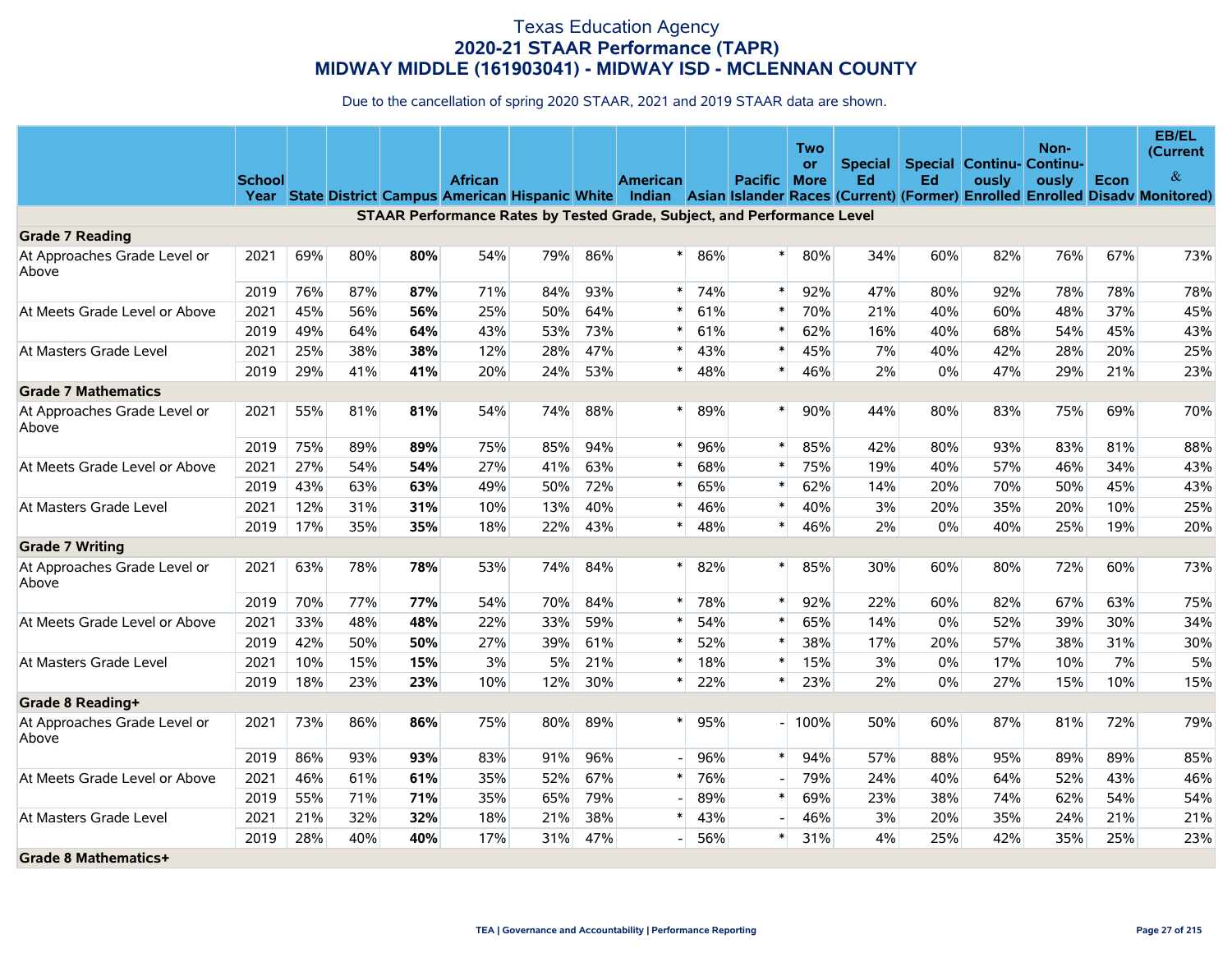# Texas Education Agency
## 2020-21 STAAR Performance (TAPR)
## MIDWAY MIDDLE (161903041) - MIDWAY ISD - MCLENNAN COUNTY

Due to the cancellation of spring 2020 STAAR, 2021 and 2019 STAAR data are shown.

| | School Year | State | District | Campus | African American | Hispanic | White | American Indian | Asian | Pacific Islander | Two or More Races | Special Ed (Current) | Special Ed (Former) | Continuously Enrolled | Non-Continuously Enrolled | Econ Disadv | EB/EL (Current & Monitored) |
|---|---|---|---|---|---|---|---|---|---|---|---|---|---|---|---|---|---|
| **STAAR Performance Rates by Tested Grade, Subject, and Performance Level** | | | | | | | | | | | | | | | | | |
| **Grade 7 Reading** | | | | | | | | | | | | | | | | | |
| At Approaches Grade Level or Above | 2021 | 69% | 80% | **80%** | 54% | 79% | 86% | * | 86% | * | 80% | 34% | 60% | 82% | 76% | 67% | 73% |
| | 2019 | 76% | 87% | **87%** | 71% | 84% | 93% | * | 74% | * | 92% | 47% | 80% | 92% | 78% | 78% | 78% |
| At Meets Grade Level or Above | 2021 | 45% | 56% | **56%** | 25% | 50% | 64% | * | 61% | * | 70% | 21% | 40% | 60% | 48% | 37% | 45% |
| | 2019 | 49% | 64% | **64%** | 43% | 53% | 73% | * | 61% | * | 62% | 16% | 40% | 68% | 54% | 45% | 43% |
| At Masters Grade Level | 2021 | 25% | 38% | **38%** | 12% | 28% | 47% | * | 43% | * | 45% | 7% | 40% | 42% | 28% | 20% | 25% |
| | 2019 | 29% | 41% | **41%** | 20% | 24% | 53% | * | 48% | * | 46% | 2% | 0% | 47% | 29% | 21% | 23% |
| **Grade 7 Mathematics** | | | | | | | | | | | | | | | | | |
| At Approaches Grade Level or Above | 2021 | 55% | 81% | **81%** | 54% | 74% | 88% | * | 89% | * | 90% | 44% | 80% | 83% | 75% | 69% | 70% |
| | 2019 | 75% | 89% | **89%** | 75% | 85% | 94% | * | 96% | * | 85% | 42% | 80% | 93% | 83% | 81% | 88% |
| At Meets Grade Level or Above | 2021 | 27% | 54% | **54%** | 27% | 41% | 63% | * | 68% | * | 75% | 19% | 40% | 57% | 46% | 34% | 43% |
| | 2019 | 43% | 63% | **63%** | 49% | 50% | 72% | * | 65% | * | 62% | 14% | 20% | 70% | 50% | 45% | 43% |
| At Masters Grade Level | 2021 | 12% | 31% | **31%** | 10% | 13% | 40% | * | 46% | * | 40% | 3% | 20% | 35% | 20% | 10% | 25% |
| | 2019 | 17% | 35% | **35%** | 18% | 22% | 43% | * | 48% | * | 46% | 2% | 0% | 40% | 25% | 19% | 20% |
| **Grade 7 Writing** | | | | | | | | | | | | | | | | | |
| At Approaches Grade Level or Above | 2021 | 63% | 78% | **78%** | 53% | 74% | 84% | * | 82% | * | 85% | 30% | 60% | 80% | 72% | 60% | 73% |
| | 2019 | 70% | 77% | **77%** | 54% | 70% | 84% | * | 78% | * | 92% | 22% | 60% | 82% | 67% | 63% | 75% |
| At Meets Grade Level or Above | 2021 | 33% | 48% | **48%** | 22% | 33% | 59% | * | 54% | * | 65% | 14% | 0% | 52% | 39% | 30% | 34% |
| | 2019 | 42% | 50% | **50%** | 27% | 39% | 61% | * | 52% | * | 38% | 17% | 20% | 57% | 38% | 31% | 30% |
| At Masters Grade Level | 2021 | 10% | 15% | **15%** | 3% | 5% | 21% | * | 18% | * | 15% | 3% | 0% | 17% | 10% | 7% | 5% |
| | 2019 | 18% | 23% | **23%** | 10% | 12% | 30% | * | 22% | * | 23% | 2% | 0% | 27% | 15% | 10% | 15% |
| **Grade 8 Reading+** | | | | | | | | | | | | | | | | | |
| At Approaches Grade Level or Above | 2021 | 73% | 86% | **86%** | 75% | 80% | 89% | * | 95% | - | 100% | 50% | 60% | 87% | 81% | 72% | 79% |
| | 2019 | 86% | 93% | **93%** | 83% | 91% | 96% | - | 96% | * | 94% | 57% | 88% | 95% | 89% | 89% | 85% |
| At Meets Grade Level or Above | 2021 | 46% | 61% | **61%** | 35% | 52% | 67% | * | 76% | - | 79% | 24% | 40% | 64% | 52% | 43% | 46% |
| | 2019 | 55% | 71% | **71%** | 35% | 65% | 79% | - | 89% | * | 69% | 23% | 38% | 74% | 62% | 54% | 54% |
| At Masters Grade Level | 2021 | 21% | 32% | **32%** | 18% | 21% | 38% | * | 43% | - | 46% | 3% | 20% | 35% | 24% | 21% | 21% |
| | 2019 | 28% | 40% | **40%** | 17% | 31% | 47% | - | 56% | * | 31% | 4% | 25% | 42% | 35% | 25% | 23% |
| **Grade 8 Mathematics+** | | | | | | | | | | | | | | | | | |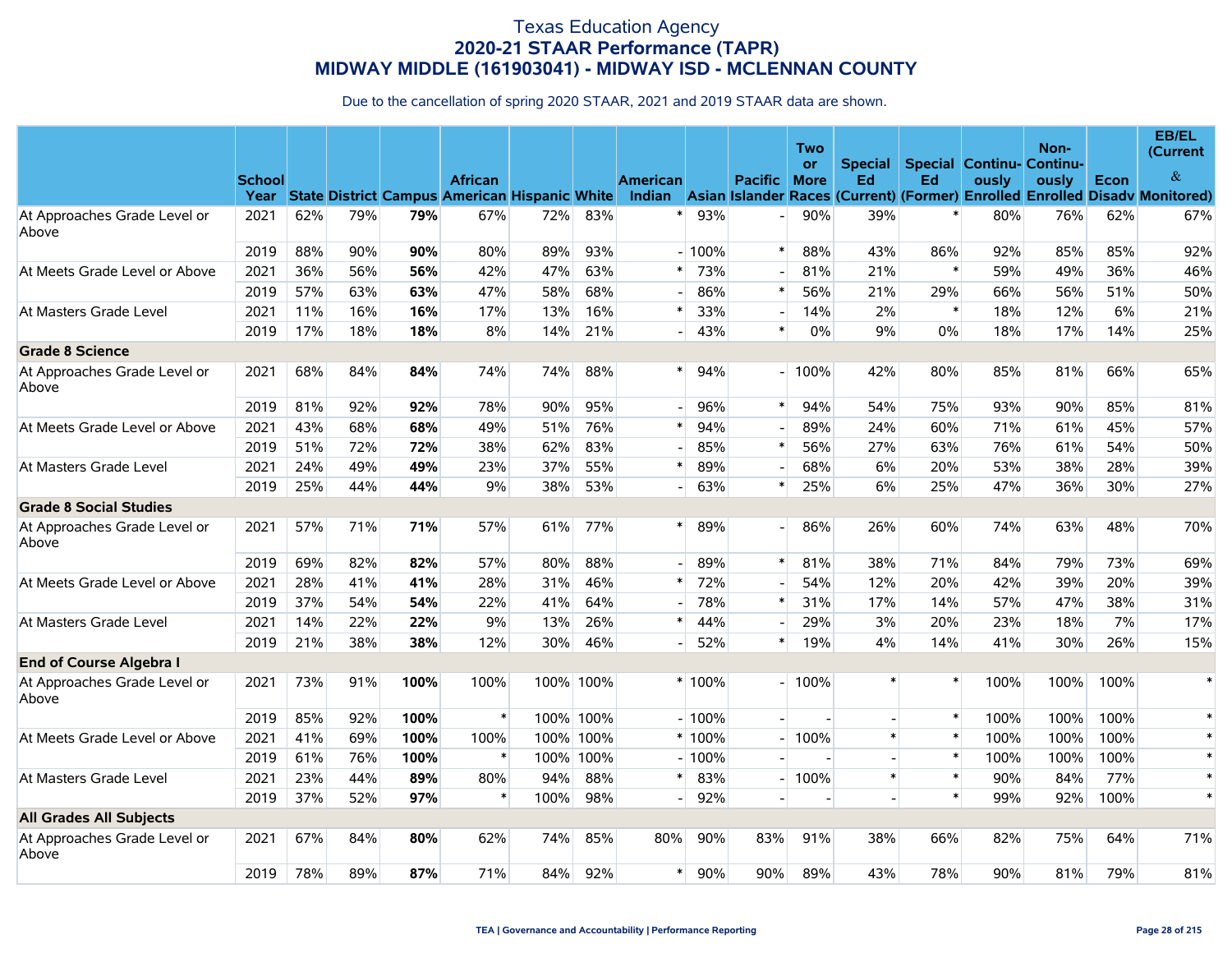# Texas Education Agency
## 2020-21 STAAR Performance (TAPR)
## MIDWAY MIDDLE (161903041) - MIDWAY ISD - MCLENNAN COUNTY

Due to the cancellation of spring 2020 STAAR, 2021 and 2019 STAAR data are shown.

| | School Year | State | District | Campus | African American | Hispanic | White | American Indian | Asian | Pacific Islander | Two or More Races | Special Ed (Current) | Special Ed (Former) | Continuously Enrolled | Non-Continuously Enrolled | Econ Disadv | EB/EL (Current & Monitored) |
|---|---|---|---|---|---|---|---|---|---|---|---|---|---|---|---|---|---|
| At Approaches Grade Level or Above | 2021 | 62% | 79% | **79%** | 67% | 72% | 83% | * | 93% | - | 90% | 39% | * | 80% | 76% | 62% | 67% |
| | 2019 | 88% | 90% | **90%** | 80% | 89% | 93% | - | 100% | * | 88% | 43% | 86% | 92% | 85% | 85% | 92% |
| At Meets Grade Level or Above | 2021 | 36% | 56% | **56%** | 42% | 47% | 63% | * | 73% | - | 81% | 21% | * | 59% | 49% | 36% | 46% |
| | 2019 | 57% | 63% | **63%** | 47% | 58% | 68% | - | 86% | * | 56% | 21% | 29% | 66% | 56% | 51% | 50% |
| At Masters Grade Level | 2021 | 11% | 16% | **16%** | 17% | 13% | 16% | * | 33% | - | 14% | 2% | * | 18% | 12% | 6% | 21% |
| | 2019 | 17% | 18% | **18%** | 8% | 14% | 21% | - | 43% | * | 0% | 9% | 0% | 18% | 17% | 14% | 25% |
| **Grade 8 Science** | | | | | | | | | | | | | | | | | |
| At Approaches Grade Level or Above | 2021 | 68% | 84% | **84%** | 74% | 74% | 88% | * | 94% | - | 100% | 42% | 80% | 85% | 81% | 66% | 65% |
| | 2019 | 81% | 92% | **92%** | 78% | 90% | 95% | - | 96% | * | 94% | 54% | 75% | 93% | 90% | 85% | 81% |
| At Meets Grade Level or Above | 2021 | 43% | 68% | **68%** | 49% | 51% | 76% | * | 94% | - | 89% | 24% | 60% | 71% | 61% | 45% | 57% |
| | 2019 | 51% | 72% | **72%** | 38% | 62% | 83% | - | 85% | * | 56% | 27% | 63% | 76% | 61% | 54% | 50% |
| At Masters Grade Level | 2021 | 24% | 49% | **49%** | 23% | 37% | 55% | * | 89% | - | 68% | 6% | 20% | 53% | 38% | 28% | 39% |
| | 2019 | 25% | 44% | **44%** | 9% | 38% | 53% | - | 63% | * | 25% | 6% | 25% | 47% | 36% | 30% | 27% |
| **Grade 8 Social Studies** | | | | | | | | | | | | | | | | | |
| At Approaches Grade Level or Above | 2021 | 57% | 71% | **71%** | 57% | 61% | 77% | * | 89% | - | 86% | 26% | 60% | 74% | 63% | 48% | 70% |
| | 2019 | 69% | 82% | **82%** | 57% | 80% | 88% | - | 89% | * | 81% | 38% | 71% | 84% | 79% | 73% | 69% |
| At Meets Grade Level or Above | 2021 | 28% | 41% | **41%** | 28% | 31% | 46% | * | 72% | - | 54% | 12% | 20% | 42% | 39% | 20% | 39% |
| | 2019 | 37% | 54% | **54%** | 22% | 41% | 64% | - | 78% | * | 31% | 17% | 14% | 57% | 47% | 38% | 31% |
| At Masters Grade Level | 2021 | 14% | 22% | **22%** | 9% | 13% | 26% | * | 44% | - | 29% | 3% | 20% | 23% | 18% | 7% | 17% |
| | 2019 | 21% | 38% | **38%** | 12% | 30% | 46% | - | 52% | * | 19% | 4% | 14% | 41% | 30% | 26% | 15% |
| **End of Course Algebra I** | | | | | | | | | | | | | | | | | |
| At Approaches Grade Level or Above | 2021 | 73% | 91% | **100%** | 100% | 100% | 100% | * | 100% | - | 100% | * | * | 100% | 100% | 100% | * |
| | 2019 | 85% | 92% | **100%** | * | 100% | 100% | - | 100% | - | - | - | * | 100% | 100% | 100% | * |
| At Meets Grade Level or Above | 2021 | 41% | 69% | **100%** | 100% | 100% | 100% | * | 100% | - | 100% | * | * | 100% | 100% | 100% | * |
| | 2019 | 61% | 76% | **100%** | * | 100% | 100% | - | 100% | - | - | - | * | 100% | 100% | 100% | * |
| At Masters Grade Level | 2021 | 23% | 44% | **89%** | 80% | 94% | 88% | * | 83% | - | 100% | * | * | 90% | 84% | 77% | * |
| | 2019 | 37% | 52% | **97%** | * | 100% | 98% | - | 92% | - | - | - | * | 99% | 92% | 100% | * |
| **All Grades All Subjects** | | | | | | | | | | | | | | | | | |
| At Approaches Grade Level or Above | 2021 | 67% | 84% | **80%** | 62% | 74% | 85% | 80% | 90% | 83% | 91% | 38% | 66% | 82% | 75% | 64% | 71% |
| | 2019 | 78% | 89% | **87%** | 71% | 84% | 92% | * | 90% | 90% | 89% | 43% | 78% | 90% | 81% | 79% | 81% |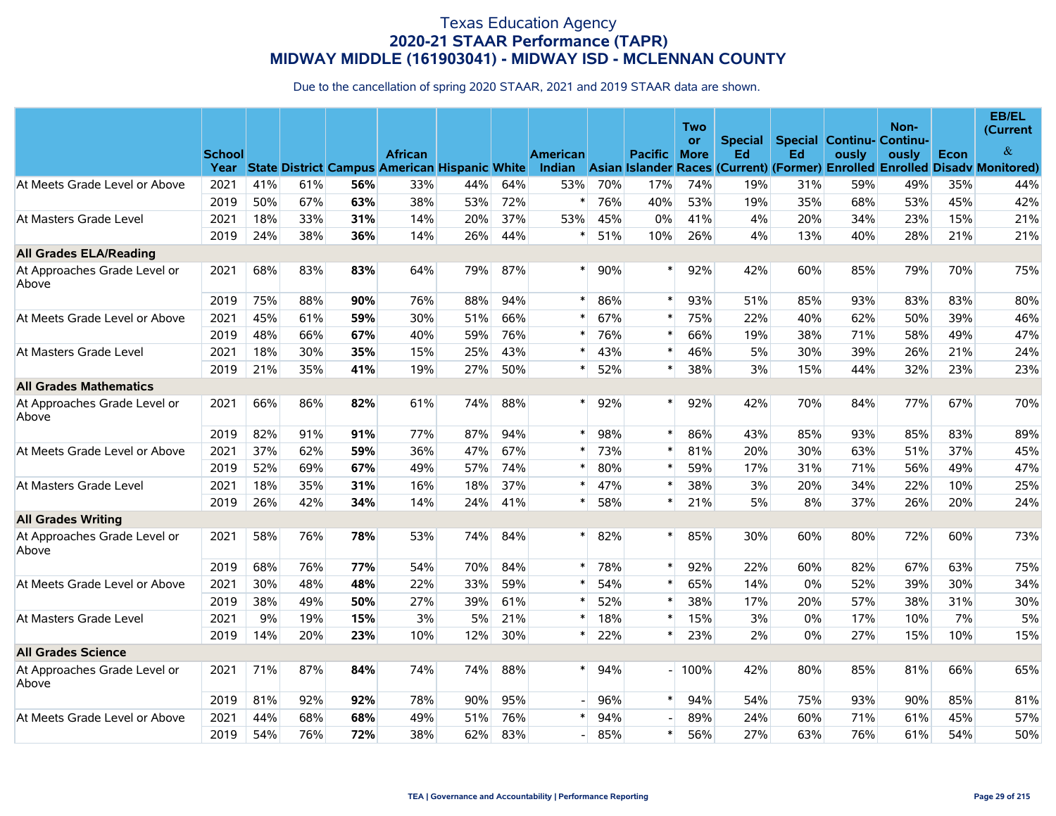# Texas Education Agency
## 2020-21 STAAR Performance (TAPR)
## MIDWAY MIDDLE (161903041) - MIDWAY ISD - MCLENNAN COUNTY

Due to the cancellation of spring 2020 STAAR, 2021 and 2019 STAAR data are shown.

| | School Year | State | District | Campus | African American | Hispanic | White | American Indian | Asian | Pacific Islander | Two or More Races | Special Ed (Current) | Special Ed (Former) | Continuously Enrolled | Non-Continuously Enrolled | Econ Disadv | EB/EL (Current & Monitored) |
|---|---|---|---|---|---|---|---|---|---|---|---|---|---|---|---|---|---|
| At Meets Grade Level or Above | 2021 | 41% | 61% | **56%** | 33% | 44% | 64% | 53% | 70% | 17% | 74% | 19% | 31% | 59% | 49% | 35% | 44% |
| | 2019 | 50% | 67% | **63%** | 38% | 53% | 72% | * | 76% | 40% | 53% | 19% | 35% | 68% | 53% | 45% | 42% |
| At Masters Grade Level | 2021 | 18% | 33% | **31%** | 14% | 20% | 37% | 53% | 45% | 0% | 41% | 4% | 20% | 34% | 23% | 15% | 21% |
| | 2019 | 24% | 38% | **36%** | 14% | 26% | 44% | * | 51% | 10% | 26% | 4% | 13% | 40% | 28% | 21% | 21% |
| **All Grades ELA/Reading** | | | | | | | | | | | | | | | | | |
| At Approaches Grade Level or Above | 2021 | 68% | 83% | **83%** | 64% | 79% | 87% | * | 90% | * | 92% | 42% | 60% | 85% | 79% | 70% | 75% |
| | 2019 | 75% | 88% | **90%** | 76% | 88% | 94% | * | 86% | * | 93% | 51% | 85% | 93% | 83% | 83% | 80% |
| At Meets Grade Level or Above | 2021 | 45% | 61% | **59%** | 30% | 51% | 66% | * | 67% | * | 75% | 22% | 40% | 62% | 50% | 39% | 46% |
| | 2019 | 48% | 66% | **67%** | 40% | 59% | 76% | * | 76% | * | 66% | 19% | 38% | 71% | 58% | 49% | 47% |
| At Masters Grade Level | 2021 | 18% | 30% | **35%** | 15% | 25% | 43% | * | 43% | * | 46% | 5% | 30% | 39% | 26% | 21% | 24% |
| | 2019 | 21% | 35% | **41%** | 19% | 27% | 50% | * | 52% | * | 38% | 3% | 15% | 44% | 32% | 23% | 23% |
| **All Grades Mathematics** | | | | | | | | | | | | | | | | | |
| At Approaches Grade Level or Above | 2021 | 66% | 86% | **82%** | 61% | 74% | 88% | * | 92% | * | 92% | 42% | 70% | 84% | 77% | 67% | 70% |
| | 2019 | 82% | 91% | **91%** | 77% | 87% | 94% | * | 98% | * | 86% | 43% | 85% | 93% | 85% | 83% | 89% |
| At Meets Grade Level or Above | 2021 | 37% | 62% | **59%** | 36% | 47% | 67% | * | 73% | * | 81% | 20% | 30% | 63% | 51% | 37% | 45% |
| | 2019 | 52% | 69% | **67%** | 49% | 57% | 74% | * | 80% | * | 59% | 17% | 31% | 71% | 56% | 49% | 47% |
| At Masters Grade Level | 2021 | 18% | 35% | **31%** | 16% | 18% | 37% | * | 47% | * | 38% | 3% | 20% | 34% | 22% | 10% | 25% |
| | 2019 | 26% | 42% | **34%** | 14% | 24% | 41% | * | 58% | * | 21% | 5% | 8% | 37% | 26% | 20% | 24% |
| **All Grades Writing** | | | | | | | | | | | | | | | | | |
| At Approaches Grade Level or Above | 2021 | 58% | 76% | **78%** | 53% | 74% | 84% | * | 82% | * | 85% | 30% | 60% | 80% | 72% | 60% | 73% |
| | 2019 | 68% | 76% | **77%** | 54% | 70% | 84% | * | 78% | * | 92% | 22% | 60% | 82% | 67% | 63% | 75% |
| At Meets Grade Level or Above | 2021 | 30% | 48% | **48%** | 22% | 33% | 59% | * | 54% | * | 65% | 14% | 0% | 52% | 39% | 30% | 34% |
| | 2019 | 38% | 49% | **50%** | 27% | 39% | 61% | * | 52% | * | 38% | 17% | 20% | 57% | 38% | 31% | 30% |
| At Masters Grade Level | 2021 | 9% | 19% | **15%** | 3% | 5% | 21% | * | 18% | * | 15% | 3% | 0% | 17% | 10% | 7% | 5% |
| | 2019 | 14% | 20% | **23%** | 10% | 12% | 30% | * | 22% | * | 23% | 2% | 0% | 27% | 15% | 10% | 15% |
| **All Grades Science** | | | | | | | | | | | | | | | | | |
| At Approaches Grade Level or Above | 2021 | 71% | 87% | **84%** | 74% | 74% | 88% | * | 94% | - | 100% | 42% | 80% | 85% | 81% | 66% | 65% |
| | 2019 | 81% | 92% | **92%** | 78% | 90% | 95% | - | 96% | * | 94% | 54% | 75% | 93% | 90% | 85% | 81% |
| At Meets Grade Level or Above | 2021 | 44% | 68% | **68%** | 49% | 51% | 76% | * | 94% | - | 89% | 24% | 60% | 71% | 61% | 45% | 57% |
| | 2019 | 54% | 76% | **72%** | 38% | 62% | 83% | - | 85% | * | 56% | 27% | 63% | 76% | 61% | 54% | 50% |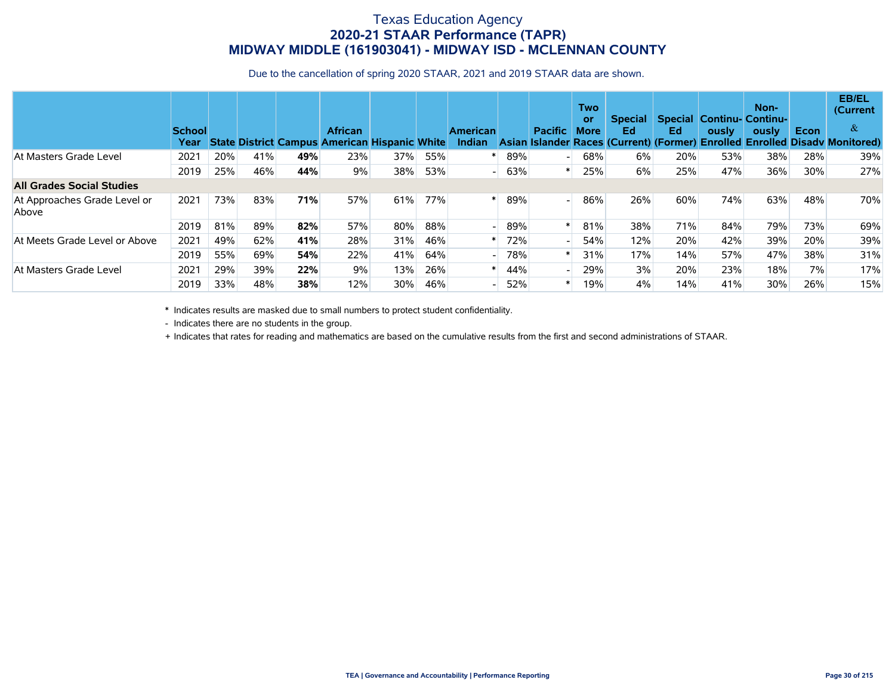# Texas Education Agency
## 2020-21 STAAR Performance (TAPR)
## MIDWAY MIDDLE (161903041) - MIDWAY ISD - MCLENNAN COUNTY

Due to the cancellation of spring 2020 STAAR, 2021 and 2019 STAAR data are shown.

| | School Year | State | District | Campus | African American | Hispanic | White | American Indian | Asian | Pacific Islander | Two or More Races | Special Ed (Current) | Special Ed (Former) | Continuously Enrolled | Non-Continuously Enrolled | Econ Disadv | EB/EL (Current & Monitored) |
|---|---|---|---|---|---|---|---|---|---|---|---|---|---|---|---|---|---|
| At Masters Grade Level | 2021 | 20% | 41% | **49%** | 23% | 37% | 55% | * | 89% | - | 68% | 6% | 20% | 53% | 38% | 28% | 39% |
| | 2019 | 25% | 46% | **44%** | 9% | 38% | 53% | - | 63% | * | 25% | 6% | 25% | 47% | 36% | 30% | 27% |
| **All Grades Social Studies** | | | | | | | | | | | | | | | | | |
| At Approaches Grade Level or Above | 2021 | 73% | 83% | **71%** | 57% | 61% | 77% | * | 89% | - | 86% | 26% | 60% | 74% | 63% | 48% | 70% |
| | 2019 | 81% | 89% | **82%** | 57% | 80% | 88% | - | 89% | * | 81% | 38% | 71% | 84% | 79% | 73% | 69% |
| At Meets Grade Level or Above | 2021 | 49% | 62% | **41%** | 28% | 31% | 46% | * | 72% | - | 54% | 12% | 20% | 42% | 39% | 20% | 39% |
| | 2019 | 55% | 69% | **54%** | 22% | 41% | 64% | - | 78% | * | 31% | 17% | 14% | 57% | 47% | 38% | 31% |
| At Masters Grade Level | 2021 | 29% | 39% | **22%** | 9% | 13% | 26% | * | 44% | - | 29% | 3% | 20% | 23% | 18% | 7% | 17% |
| | 2019 | 33% | 48% | **38%** | 12% | 30% | 46% | - | 52% | * | 19% | 4% | 14% | 41% | 30% | 26% | 15% |

\* Indicates results are masked due to small numbers to protect student confidentiality.

\- Indicates there are no students in the group.

\+ Indicates that rates for reading and mathematics are based on the cumulative results from the first and second administrations of STAAR.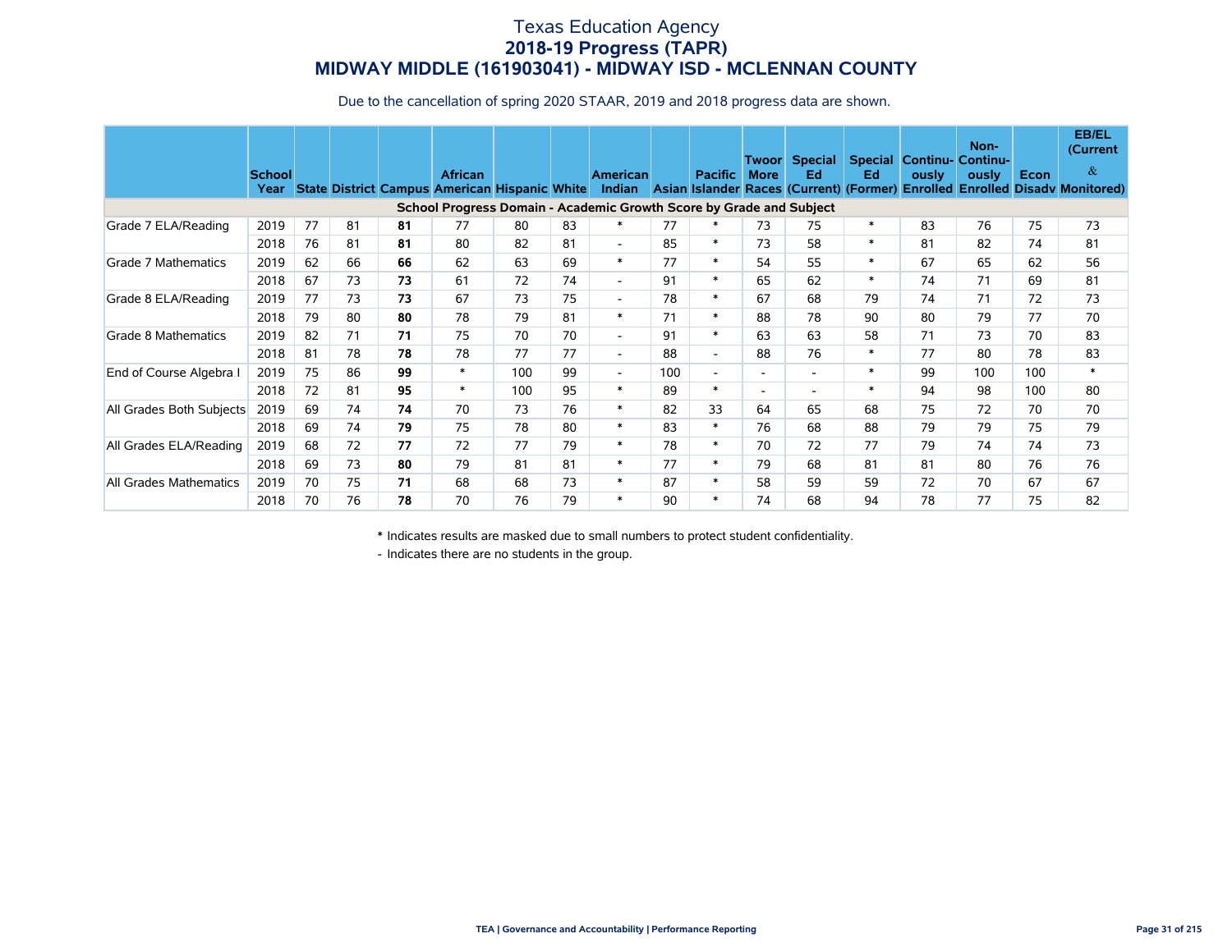# Texas Education Agency
## 2018-19 Progress (TAPR)
## MIDWAY MIDDLE (161903041) - MIDWAY ISD - MCLENNAN COUNTY

Due to the cancellation of spring 2020 STAAR, 2019 and 2018 progress data are shown.

| | School Year | State | District | Campus | African American | Hispanic | White | American Indian | Asian | Pacific Islander | Twoor More Races | Special Ed (Current) | Special Ed (Former) | Continu-ously Enrolled | Non-Continu-ously Enrolled | Econ Disadv | EB/EL (Current & Monitored) |
|---|---|---|---|---|---|---|---|---|---|---|---|---|---|---|---|---|---|
| **School Progress Domain - Academic Growth Score by Grade and Subject** | | | | | | | | | | | | | | | | | |
| Grade 7 ELA/Reading | 2019 | 77 | 81 | **81** | 77 | 80 | 83 | * | 77 | * | 73 | 75 | * | 83 | 76 | 75 | 73 |
| | 2018 | 76 | 81 | **81** | 80 | 82 | 81 | - | 85 | * | 73 | 58 | * | 81 | 82 | 74 | 81 |
| Grade 7 Mathematics | 2019 | 62 | 66 | **66** | 62 | 63 | 69 | * | 77 | * | 54 | 55 | * | 67 | 65 | 62 | 56 |
| | 2018 | 67 | 73 | **73** | 61 | 72 | 74 | - | 91 | * | 65 | 62 | * | 74 | 71 | 69 | 81 |
| Grade 8 ELA/Reading | 2019 | 77 | 73 | **73** | 67 | 73 | 75 | - | 78 | * | 67 | 68 | 79 | 74 | 71 | 72 | 73 |
| | 2018 | 79 | 80 | **80** | 78 | 79 | 81 | * | 71 | * | 88 | 78 | 90 | 80 | 79 | 77 | 70 |
| Grade 8 Mathematics | 2019 | 82 | 71 | **71** | 75 | 70 | 70 | - | 91 | * | 63 | 63 | 58 | 71 | 73 | 70 | 83 |
| | 2018 | 81 | 78 | **78** | 78 | 77 | 77 | - | 88 | - | 88 | 76 | * | 77 | 80 | 78 | 83 |
| End of Course Algebra I | 2019 | 75 | 86 | **99** | * | 100 | 99 | - | 100 | - | - | - | * | 99 | 100 | 100 | * |
| | 2018 | 72 | 81 | **95** | * | 100 | 95 | * | 89 | * | - | - | * | 94 | 98 | 100 | 80 |
| All Grades Both Subjects | 2019 | 69 | 74 | **74** | 70 | 73 | 76 | * | 82 | 33 | 64 | 65 | 68 | 75 | 72 | 70 | 70 |
| | 2018 | 69 | 74 | **79** | 75 | 78 | 80 | * | 83 | * | 76 | 68 | 88 | 79 | 79 | 75 | 79 |
| All Grades ELA/Reading | 2019 | 68 | 72 | **77** | 72 | 77 | 79 | * | 78 | * | 70 | 72 | 77 | 79 | 74 | 74 | 73 |
| | 2018 | 69 | 73 | **80** | 79 | 81 | 81 | * | 77 | * | 79 | 68 | 81 | 81 | 80 | 76 | 76 |
| All Grades Mathematics | 2019 | 70 | 75 | **71** | 68 | 68 | 73 | * | 87 | * | 58 | 59 | 59 | 72 | 70 | 67 | 67 |
| | 2018 | 70 | 76 | **78** | 70 | 76 | 79 | * | 90 | * | 74 | 68 | 94 | 78 | 77 | 75 | 82 |

\* Indicates results are masked due to small numbers to protect student confidentiality.

\- Indicates there are no students in the group.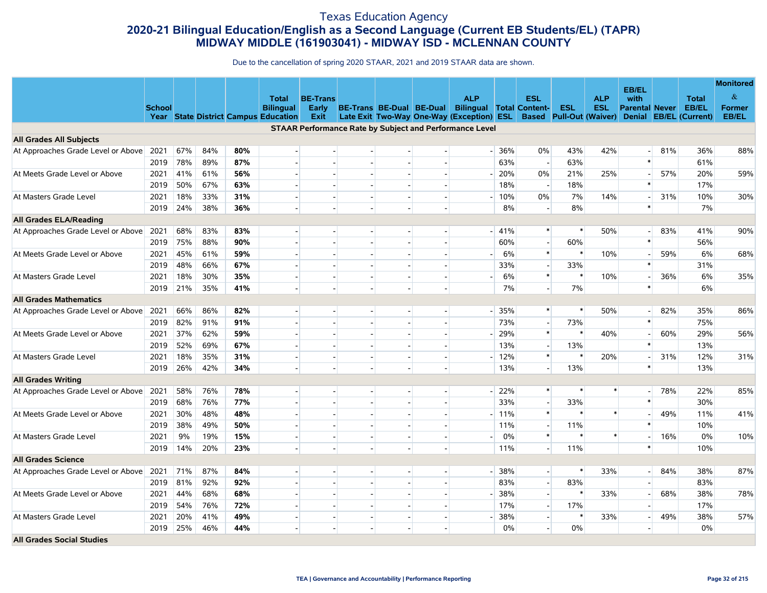# Texas Education Agency

## 2020-21 Bilingual Education/English as a Second Language (Current EB Students/EL) (TAPR)

## MIDWAY MIDDLE (161903041) - MIDWAY ISD - MCLENNAN COUNTY

Due to the cancellation of spring 2020 STAAR, 2021 and 2019 STAAR data are shown.

| | School Year | State | District | Campus | Total Bilingual Education | BE-Trans Early Exit | BE-Trans Late Exit | BE-Dual Two-Way | BE-Dual One-Way | ALP Bilingual (Exception) | Total ESL | ESL Content-Based | ESL Pull-Out | ALP ESL (Waiver) | EB/EL with Parental Denial | Never EB/EL | Total EB/EL (Current) | Monitored & Former EB/EL |
|---|---|---|---|---|---|---|---|---|---|---|---|---|---|---|---|---|---|---|
| **STAAR Performance Rate by Subject and Performance Level** | | | | | | | | | | | | | | | | | | |
| **All Grades All Subjects** | | | | | | | | | | | | | | | | | | |
| At Approaches Grade Level or Above | 2021 | 67% | 84% | **80%** | - | - | - | - | - | - | 36% | 0% | 43% | 42% | - | 81% | 36% | 88% |
| | 2019 | 78% | 89% | **87%** | - | - | - | - | - | | 63% | - | 63% | | * | | 61% | |
| At Meets Grade Level or Above | 2021 | 41% | 61% | **56%** | - | - | - | - | - | - | 20% | 0% | 21% | 25% | - | 57% | 20% | 59% |
| | 2019 | 50% | 67% | **63%** | - | - | - | - | - | | 18% | - | 18% | | * | | 17% | |
| At Masters Grade Level | 2021 | 18% | 33% | **31%** | - | - | - | - | - | - | 10% | 0% | 7% | 14% | - | 31% | 10% | 30% |
| | 2019 | 24% | 38% | **36%** | - | - | - | - | - | | 8% | - | 8% | | * | | 7% | |
| **All Grades ELA/Reading** | | | | | | | | | | | | | | | | | | |
| At Approaches Grade Level or Above | 2021 | 68% | 83% | **83%** | - | - | - | - | - | - | 41% | * | * | 50% | - | 83% | 41% | 90% |
| | 2019 | 75% | 88% | **90%** | - | - | - | - | - | | 60% | - | 60% | | * | | 56% | |
| At Meets Grade Level or Above | 2021 | 45% | 61% | **59%** | - | - | - | - | - | - | 6% | * | * | 10% | - | 59% | 6% | 68% |
| | 2019 | 48% | 66% | **67%** | - | - | - | - | - | | 33% | - | 33% | | * | | 31% | |
| At Masters Grade Level | 2021 | 18% | 30% | **35%** | - | - | - | - | - | - | 6% | * | * | 10% | - | 36% | 6% | 35% |
| | 2019 | 21% | 35% | **41%** | - | - | - | - | - | | 7% | - | 7% | | * | | 6% | |
| **All Grades Mathematics** | | | | | | | | | | | | | | | | | | |
| At Approaches Grade Level or Above | 2021 | 66% | 86% | **82%** | - | - | - | - | - | - | 35% | * | * | 50% | - | 82% | 35% | 86% |
| | 2019 | 82% | 91% | **91%** | - | - | - | - | - | | 73% | - | 73% | | * | | 75% | |
| At Meets Grade Level or Above | 2021 | 37% | 62% | **59%** | - | - | - | - | - | - | 29% | * | * | 40% | - | 60% | 29% | 56% |
| | 2019 | 52% | 69% | **67%** | - | - | - | - | - | | 13% | - | 13% | | * | | 13% | |
| At Masters Grade Level | 2021 | 18% | 35% | **31%** | - | - | - | - | - | - | 12% | * | * | 20% | - | 31% | 12% | 31% |
| | 2019 | 26% | 42% | **34%** | - | - | - | - | - | | 13% | - | 13% | | * | | 13% | |
| **All Grades Writing** | | | | | | | | | | | | | | | | | | |
| At Approaches Grade Level or Above | 2021 | 58% | 76% | **78%** | - | - | - | - | - | - | 22% | * | * | * | - | 78% | 22% | 85% |
| | 2019 | 68% | 76% | **77%** | - | - | - | - | - | | 33% | - | 33% | | * | | 30% | |
| At Meets Grade Level or Above | 2021 | 30% | 48% | **48%** | - | - | - | - | - | - | 11% | * | * | * | - | 49% | 11% | 41% |
| | 2019 | 38% | 49% | **50%** | - | - | - | - | - | | 11% | - | 11% | | * | | 10% | |
| At Masters Grade Level | 2021 | 9% | 19% | **15%** | - | - | - | - | - | - | 0% | * | * | * | - | 16% | 0% | 10% |
| | 2019 | 14% | 20% | **23%** | - | - | - | - | - | | 11% | - | 11% | | * | | 10% | |
| **All Grades Science** | | | | | | | | | | | | | | | | | | |
| At Approaches Grade Level or Above | 2021 | 71% | 87% | **84%** | - | - | - | - | - | - | 38% | - | * | 33% | - | 84% | 38% | 87% |
| | 2019 | 81% | 92% | **92%** | - | - | - | - | - | | 83% | - | 83% | | - | | 83% | |
| At Meets Grade Level or Above | 2021 | 44% | 68% | **68%** | - | - | - | - | - | - | 38% | - | * | 33% | - | 68% | 38% | 78% |
| | 2019 | 54% | 76% | **72%** | - | - | - | - | - | | 17% | - | 17% | | - | | 17% | |
| At Masters Grade Level | 2021 | 20% | 41% | **49%** | - | - | - | - | - | - | 38% | - | * | 33% | - | 49% | 38% | 57% |
| | 2019 | 25% | 46% | **44%** | - | - | - | - | - | | 0% | - | 0% | | - | | 0% | |
| **All Grades Social Studies** | | | | | | | | | | | | | | | | | | |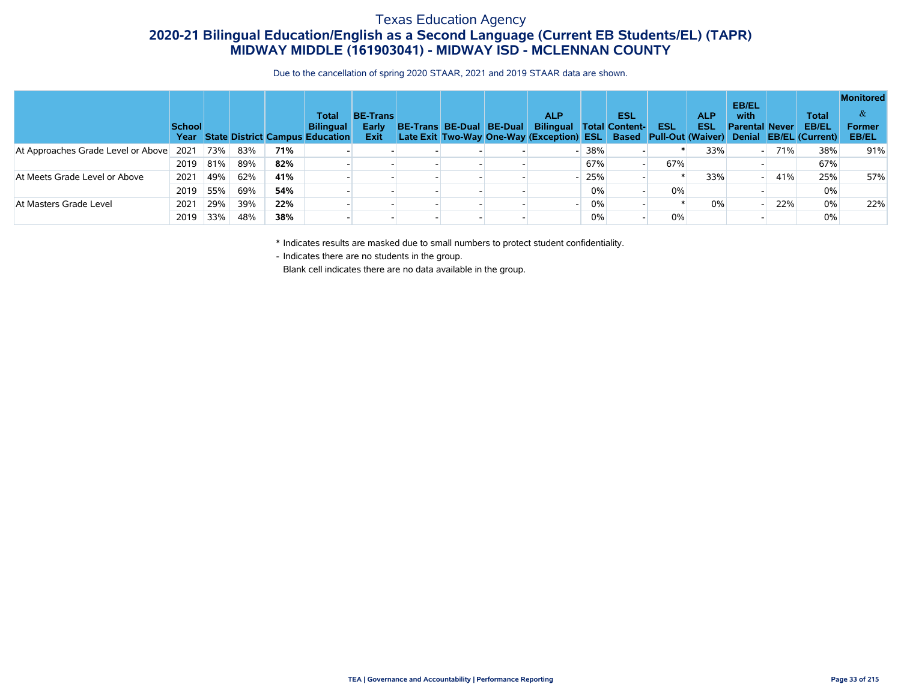Texas Education Agency

# 2020-21 Bilingual Education/English as a Second Language (Current EB Students/EL) (TAPR)

## MIDWAY MIDDLE (161903041) - MIDWAY ISD - MCLENNAN COUNTY

Due to the cancellation of spring 2020 STAAR, 2021 and 2019 STAAR data are shown.

| | School Year | State | District | Campus | Total Bilingual Education | BE-Trans Early Exit | BE-Trans Late Exit | BE-Dual Two-Way | BE-Dual One-Way | ALP Bilingual (Exception) | Total ESL | ESL Content-Based | ESL Pull-Out | ALP ESL (Waiver) | EB/EL with Parental Denial | Never EB/EL | Total EB/EL (Current) | Monitored & Former EB/EL |
|---|---|---|---|---|---|---|---|---|---|---|---|---|---|---|---|---|---|---|
| At Approaches Grade Level or Above | 2021 | 73% | 83% | **71%** | - | - | - | - | - | - | 38% | - | * | 33% | - | 71% | 38% | 91% |
| | 2019 | 81% | 89% | **82%** | - | - | - | - | - | | 67% | - | 67% | | - | | 67% | |
| At Meets Grade Level or Above | 2021 | 49% | 62% | **41%** | - | - | - | - | - | - | 25% | - | * | 33% | - | 41% | 25% | 57% |
| | 2019 | 55% | 69% | **54%** | - | - | - | - | - | | 0% | - | 0% | | - | | 0% | |
| At Masters Grade Level | 2021 | 29% | 39% | **22%** | - | - | - | - | - | - | 0% | - | * | 0% | - | 22% | 0% | 22% |
| | 2019 | 33% | 48% | **38%** | - | - | - | - | - | | 0% | - | 0% | | - | | 0% | |

\* Indicates results are masked due to small numbers to protect student confidentiality.

\- Indicates there are no students in the group.

Blank cell indicates there are no data available in the group.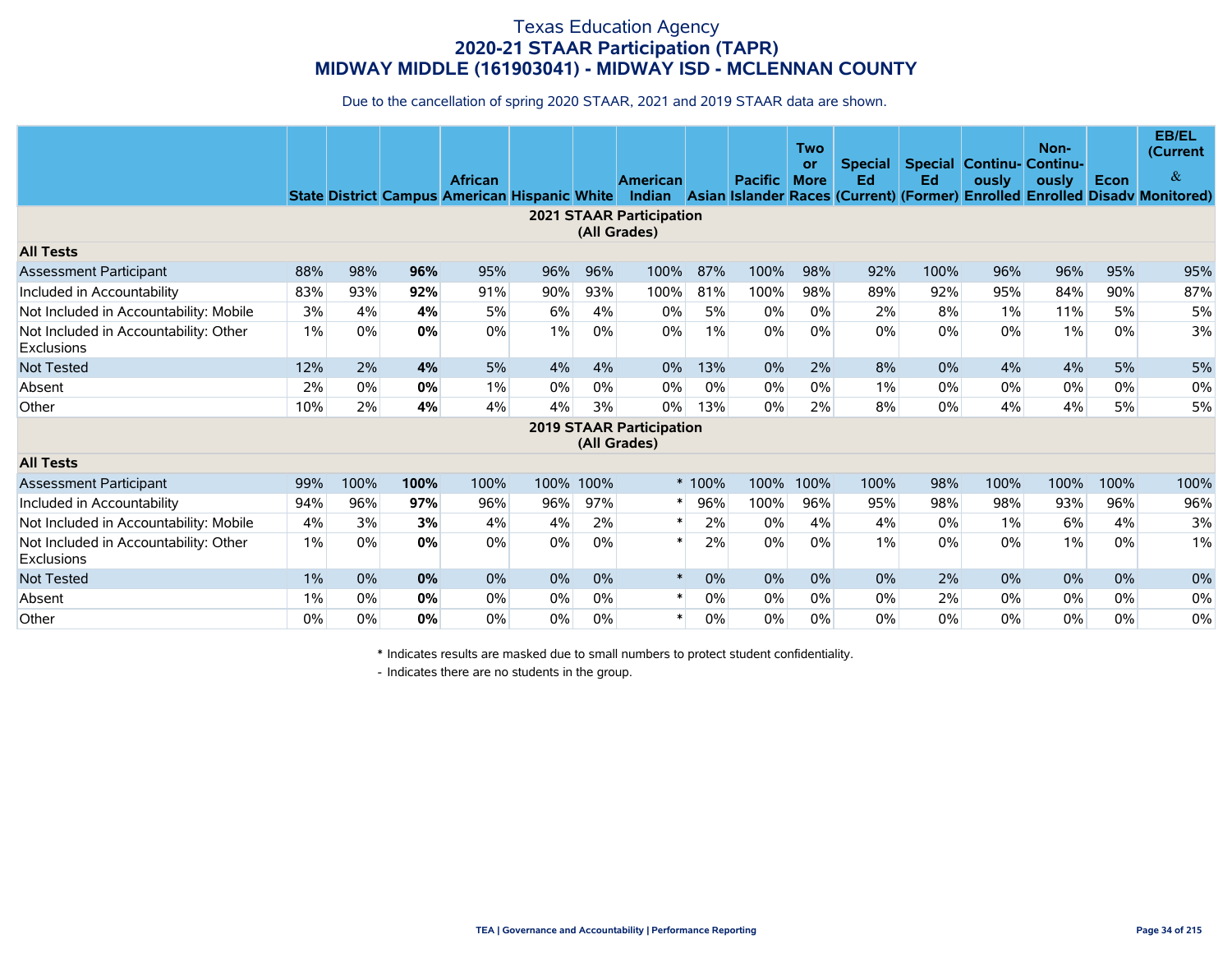# Texas Education Agency
## 2020-21 STAAR Participation (TAPR)
## MIDWAY MIDDLE (161903041) - MIDWAY ISD - MCLENNAN COUNTY

Due to the cancellation of spring 2020 STAAR, 2021 and 2019 STAAR data are shown.

| | State | District | Campus | African American | Hispanic | White | American Indian | Asian | Pacific Islander | Two or More Races | Special Ed (Current) | Special Ed (Former) | Continuously Enrolled | Non-Continuously Enrolled | Econ Disadv | EB/EL (Current & Monitored) |
|---|---|---|---|---|---|---|---|---|---|---|---|---|---|---|---|---|
| **2021 STAAR Participation (All Grades)** | | | | | | | | | | | | | | | | |
| **All Tests** | | | | | | | | | | | | | | | | |
| Assessment Participant | 88% | 98% | **96%** | 95% | 96% | 96% | 100% | 87% | 100% | 98% | 92% | 100% | 96% | 96% | 95% | 95% |
| Included in Accountability | 83% | 93% | **92%** | 91% | 90% | 93% | 100% | 81% | 100% | 98% | 89% | 92% | 95% | 84% | 90% | 87% |
| Not Included in Accountability: Mobile | 3% | 4% | **4%** | 5% | 6% | 4% | 0% | 5% | 0% | 0% | 2% | 8% | 1% | 11% | 5% | 5% |
| Not Included in Accountability: Other Exclusions | 1% | 0% | **0%** | 0% | 1% | 0% | 0% | 1% | 0% | 0% | 0% | 0% | 0% | 1% | 0% | 3% |
| Not Tested | 12% | 2% | **4%** | 5% | 4% | 4% | 0% | 13% | 0% | 2% | 8% | 0% | 4% | 4% | 5% | 5% |
| Absent | 2% | 0% | **0%** | 1% | 0% | 0% | 0% | 0% | 0% | 0% | 1% | 0% | 0% | 0% | 0% | 0% |
| Other | 10% | 2% | **4%** | 4% | 4% | 3% | 0% | 13% | 0% | 2% | 8% | 0% | 4% | 4% | 5% | 5% |
| **2019 STAAR Participation (All Grades)** | | | | | | | | | | | | | | | | |
| **All Tests** | | | | | | | | | | | | | | | | |
| Assessment Participant | 99% | 100% | **100%** | 100% | 100% | 100% | * | 100% | 100% | 100% | 100% | 98% | 100% | 100% | 100% | 100% |
| Included in Accountability | 94% | 96% | **97%** | 96% | 96% | 97% | * | 96% | 100% | 96% | 95% | 98% | 98% | 93% | 96% | 96% |
| Not Included in Accountability: Mobile | 4% | 3% | **3%** | 4% | 4% | 2% | * | 2% | 0% | 4% | 4% | 0% | 1% | 6% | 4% | 3% |
| Not Included in Accountability: Other Exclusions | 1% | 0% | **0%** | 0% | 0% | 0% | * | 2% | 0% | 0% | 1% | 0% | 0% | 1% | 0% | 1% |
| Not Tested | 1% | 0% | **0%** | 0% | 0% | 0% | * | 0% | 0% | 0% | 0% | 2% | 0% | 0% | 0% | 0% |
| Absent | 1% | 0% | **0%** | 0% | 0% | 0% | * | 0% | 0% | 0% | 0% | 2% | 0% | 0% | 0% | 0% |
| Other | 0% | 0% | **0%** | 0% | 0% | 0% | * | 0% | 0% | 0% | 0% | 0% | 0% | 0% | 0% | 0% |

\* Indicates results are masked due to small numbers to protect student confidentiality.

\- Indicates there are no students in the group.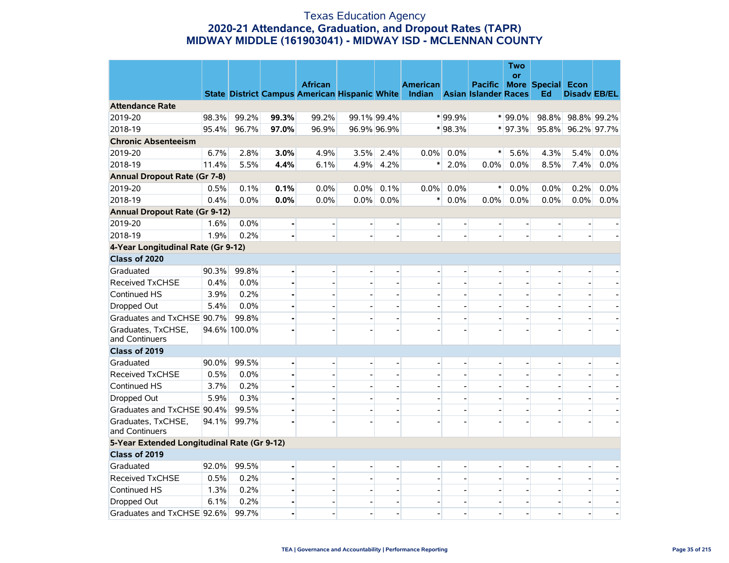# Texas Education Agency
## 2020-21 Attendance, Graduation, and Dropout Rates (TAPR)
## MIDWAY MIDDLE (161903041) - MIDWAY ISD - MCLENNAN COUNTY

| | State | District | Campus | African American | Hispanic | White | American Indian | Asian | Pacific Islander | Two or More Races | Special Ed | Econ Disadv | EB/EL |
|---|---|---|---|---|---|---|---|---|---|---|---|---|---|
| **Attendance Rate** | | | | | | | | | | | | | |
| 2019-20 | 98.3% | 99.2% | **99.3%** | 99.2% | 99.1% | 99.4% | * | 99.9% | * | 99.0% | 98.8% | 98.8% | 99.2% |
| 2018-19 | 95.4% | 96.7% | **97.0%** | 96.9% | 96.9% | 96.9% | * | 98.3% | * | 97.3% | 95.8% | 96.2% | 97.7% |
| **Chronic Absenteeism** | | | | | | | | | | | | | |
| 2019-20 | 6.7% | 2.8% | **3.0%** | 4.9% | 3.5% | 2.4% | 0.0% | 0.0% | * | 5.6% | 4.3% | 5.4% | 0.0% |
| 2018-19 | 11.4% | 5.5% | **4.4%** | 6.1% | 4.9% | 4.2% | * | 2.0% | 0.0% | 0.0% | 8.5% | 7.4% | 0.0% |
| **Annual Dropout Rate (Gr 7-8)** | | | | | | | | | | | | | |
| 2019-20 | 0.5% | 0.1% | **0.1%** | 0.0% | 0.0% | 0.1% | 0.0% | 0.0% | * | 0.0% | 0.0% | 0.2% | 0.0% |
| 2018-19 | 0.4% | 0.0% | **0.0%** | 0.0% | 0.0% | 0.0% | * | 0.0% | 0.0% | 0.0% | 0.0% | 0.0% | 0.0% |
| **Annual Dropout Rate (Gr 9-12)** | | | | | | | | | | | | | |
| 2019-20 | 1.6% | 0.0% | **-** | - | - | - | - | - | - | - | - | - | - |
| 2018-19 | 1.9% | 0.2% | **-** | - | - | - | - | - | - | - | - | - | - |
| **4-Year Longitudinal Rate (Gr 9-12)** | | | | | | | | | | | | | |
| **Class of 2020** | | | | | | | | | | | | | |
| Graduated | 90.3% | 99.8% | **-** | - | - | - | - | - | - | - | - | - | - |
| Received TxCHSE | 0.4% | 0.0% | **-** | - | - | - | - | - | - | - | - | - | - |
| Continued HS | 3.9% | 0.2% | **-** | - | - | - | - | - | - | - | - | - | - |
| Dropped Out | 5.4% | 0.0% | **-** | - | - | - | - | - | - | - | - | - | - |
| Graduates and TxCHSE | 90.7% | 99.8% | **-** | - | - | - | - | - | - | - | - | - | - |
| Graduates, TxCHSE, and Continuers | 94.6% | 100.0% | **-** | - | - | - | - | - | - | - | - | - | - |
| **Class of 2019** | | | | | | | | | | | | | |
| Graduated | 90.0% | 99.5% | **-** | - | - | - | - | - | - | - | - | - | - |
| Received TxCHSE | 0.5% | 0.0% | **-** | - | - | - | - | - | - | - | - | - | - |
| Continued HS | 3.7% | 0.2% | **-** | - | - | - | - | - | - | - | - | - | - |
| Dropped Out | 5.9% | 0.3% | **-** | - | - | - | - | - | - | - | - | - | - |
| Graduates and TxCHSE | 90.4% | 99.5% | **-** | - | - | - | - | - | - | - | - | - | - |
| Graduates, TxCHSE, and Continuers | 94.1% | 99.7% | **-** | - | - | - | - | - | - | - | - | - | - |
| **5-Year Extended Longitudinal Rate (Gr 9-12)** | | | | | | | | | | | | | |
| **Class of 2019** | | | | | | | | | | | | | |
| Graduated | 92.0% | 99.5% | **-** | - | - | - | - | - | - | - | - | - | - |
| Received TxCHSE | 0.5% | 0.2% | **-** | - | - | - | - | - | - | - | - | - | - |
| Continued HS | 1.3% | 0.2% | **-** | - | - | - | - | - | - | - | - | - | - |
| Dropped Out | 6.1% | 0.2% | **-** | - | - | - | - | - | - | - | - | - | - |
| Graduates and TxCHSE | 92.6% | 99.7% | **-** | - | - | - | - | - | - | - | - | - | - |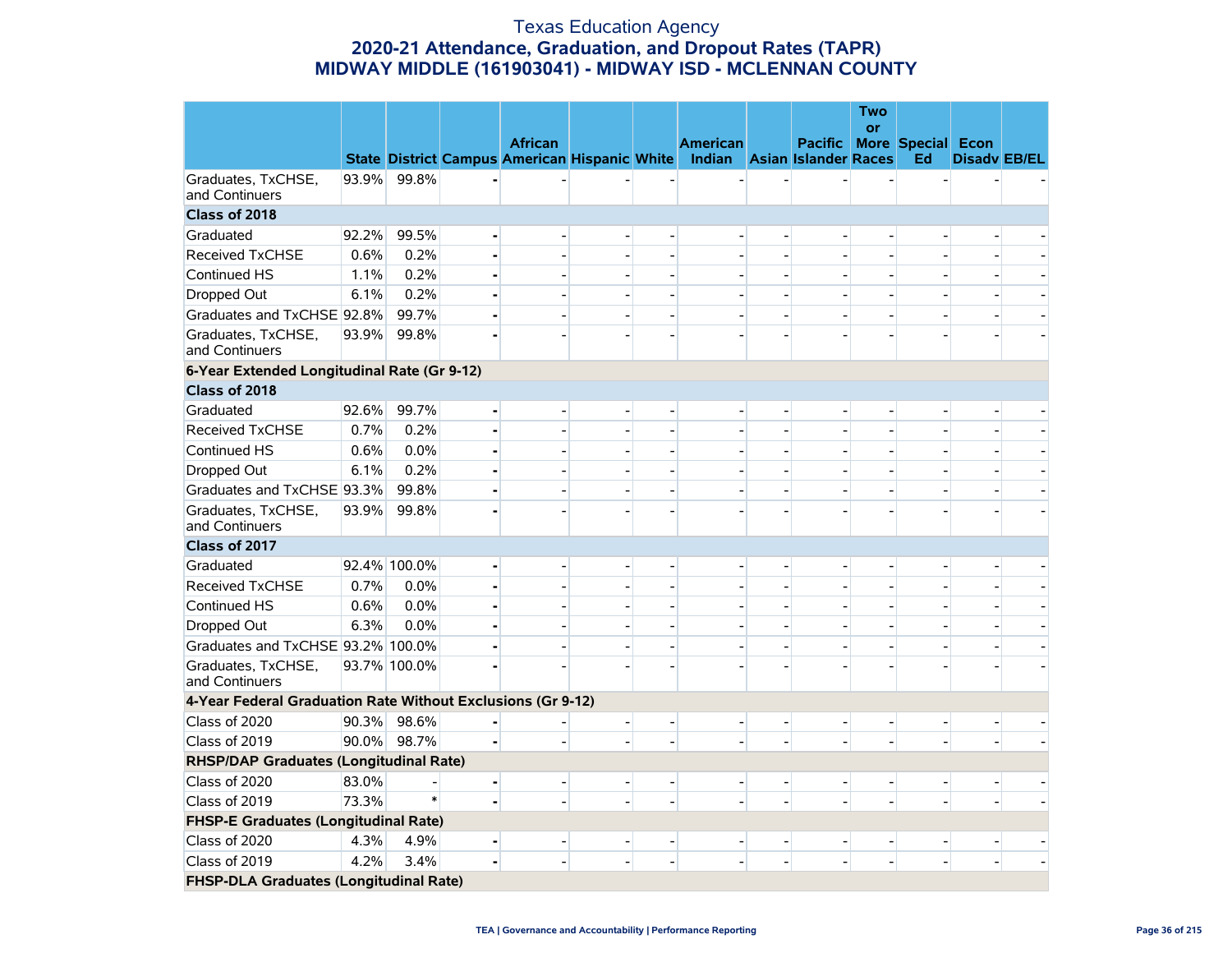# Texas Education Agency
## 2020-21 Attendance, Graduation, and Dropout Rates (TAPR)
## MIDWAY MIDDLE (161903041) - MIDWAY ISD - MCLENNAN COUNTY

| | State | District | Campus | African American | Hispanic | White | American Indian | Asian | Pacific Islander | Two or More Races | Special Ed | Econ Disadv | EB/EL |
|---|---|---|---|---|---|---|---|---|---|---|---|---|---|
| Graduates, TxCHSE, and Continuers | 93.9% | 99.8% | - | - | - | - | - | - | - | - | - | - | - |
| **Class of 2018** | | | | | | | | | | | | | |
| Graduated | 92.2% | 99.5% | - | - | - | - | - | - | - | - | - | - | - |
| Received TxCHSE | 0.6% | 0.2% | - | - | - | - | - | - | - | - | - | - | - |
| Continued HS | 1.1% | 0.2% | - | - | - | - | - | - | - | - | - | - | - |
| Dropped Out | 6.1% | 0.2% | - | - | - | - | - | - | - | - | - | - | - |
| Graduates and TxCHSE | 92.8% | 99.7% | - | - | - | - | - | - | - | - | - | - | - |
| Graduates, TxCHSE, and Continuers | 93.9% | 99.8% | - | - | - | - | - | - | - | - | - | - | - |
| **6-Year Extended Longitudinal Rate (Gr 9-12)** | | | | | | | | | | | | | |
| **Class of 2018** | | | | | | | | | | | | | |
| Graduated | 92.6% | 99.7% | - | - | - | - | - | - | - | - | - | - | - |
| Received TxCHSE | 0.7% | 0.2% | - | - | - | - | - | - | - | - | - | - | - |
| Continued HS | 0.6% | 0.0% | - | - | - | - | - | - | - | - | - | - | - |
| Dropped Out | 6.1% | 0.2% | - | - | - | - | - | - | - | - | - | - | - |
| Graduates and TxCHSE | 93.3% | 99.8% | - | - | - | - | - | - | - | - | - | - | - |
| Graduates, TxCHSE, and Continuers | 93.9% | 99.8% | - | - | - | - | - | - | - | - | - | - | - |
| **Class of 2017** | | | | | | | | | | | | | |
| Graduated | 92.4% | 100.0% | - | - | - | - | - | - | - | - | - | - | - |
| Received TxCHSE | 0.7% | 0.0% | - | - | - | - | - | - | - | - | - | - | - |
| Continued HS | 0.6% | 0.0% | - | - | - | - | - | - | - | - | - | - | - |
| Dropped Out | 6.3% | 0.0% | - | - | - | - | - | - | - | - | - | - | - |
| Graduates and TxCHSE | 93.2% | 100.0% | - | - | - | - | - | - | - | - | - | - | - |
| Graduates, TxCHSE, and Continuers | 93.7% | 100.0% | - | - | - | - | - | - | - | - | - | - | - |
| **4-Year Federal Graduation Rate Without Exclusions (Gr 9-12)** | | | | | | | | | | | | | |
| Class of 2020 | 90.3% | 98.6% | - | - | - | - | - | - | - | - | - | - | - |
| Class of 2019 | 90.0% | 98.7% | - | - | - | - | - | - | - | - | - | - | - |
| **RHSP/DAP Graduates (Longitudinal Rate)** | | | | | | | | | | | | | |
| Class of 2020 | 83.0% | - | - | - | - | - | - | - | - | - | - | - | - |
| Class of 2019 | 73.3% | * | - | - | - | - | - | - | - | - | - | - | - |
| **FHSP-E Graduates (Longitudinal Rate)** | | | | | | | | | | | | | |
| Class of 2020 | 4.3% | 4.9% | - | - | - | - | - | - | - | - | - | - | - |
| Class of 2019 | 4.2% | 3.4% | - | - | - | - | - | - | - | - | - | - | - |
| **FHSP-DLA Graduates (Longitudinal Rate)** | | | | | | | | | | | | | |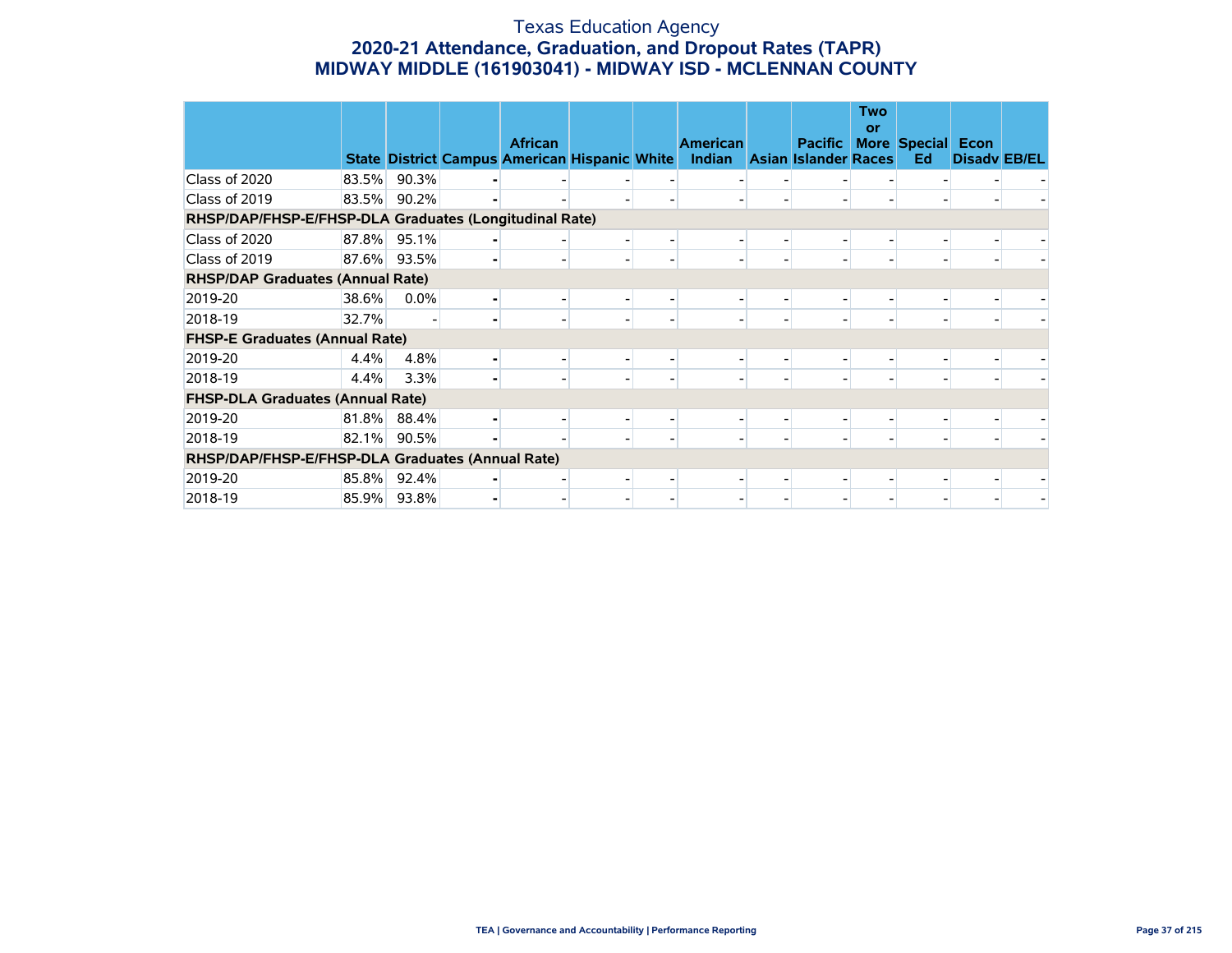# Texas Education Agency

## 2020-21 Attendance, Graduation, and Dropout Rates (TAPR)

## MIDWAY MIDDLE (161903041) - MIDWAY ISD - MCLENNAN COUNTY

| | State | District | Campus | African American | Hispanic | White | American Indian | Asian | Pacific Islander | Two or More Races | Special Ed | Econ Disadv | EB/EL |
|---|---|---|---|---|---|---|---|---|---|---|---|---|---|
| Class of 2020 | 83.5% | 90.3% | - | - | - | - | - | - | - | - | - | - | - |
| Class of 2019 | 83.5% | 90.2% | - | - | - | - | - | - | - | - | - | - | - |
| **RHSP/DAP/FHSP-E/FHSP-DLA Graduates (Longitudinal Rate)** | | | | | | | | | | | | | |
| Class of 2020 | 87.8% | 95.1% | - | - | - | - | - | - | - | - | - | - | - |
| Class of 2019 | 87.6% | 93.5% | - | - | - | - | - | - | - | - | - | - | - |
| **RHSP/DAP Graduates (Annual Rate)** | | | | | | | | | | | | | |
| 2019-20 | 38.6% | 0.0% | - | - | - | - | - | - | - | - | - | - | - |
| 2018-19 | 32.7% | - | - | - | - | - | - | - | - | - | - | - | - |
| **FHSP-E Graduates (Annual Rate)** | | | | | | | | | | | | | |
| 2019-20 | 4.4% | 4.8% | - | - | - | - | - | - | - | - | - | - | - |
| 2018-19 | 4.4% | 3.3% | - | - | - | - | - | - | - | - | - | - | - |
| **FHSP-DLA Graduates (Annual Rate)** | | | | | | | | | | | | | |
| 2019-20 | 81.8% | 88.4% | - | - | - | - | - | - | - | - | - | - | - |
| 2018-19 | 82.1% | 90.5% | - | - | - | - | - | - | - | - | - | - | - |
| **RHSP/DAP/FHSP-E/FHSP-DLA Graduates (Annual Rate)** | | | | | | | | | | | | | |
| 2019-20 | 85.8% | 92.4% | - | - | - | - | - | - | - | - | - | - | - |
| 2018-19 | 85.9% | 93.8% | - | - | - | - | - | - | - | - | - | - | - |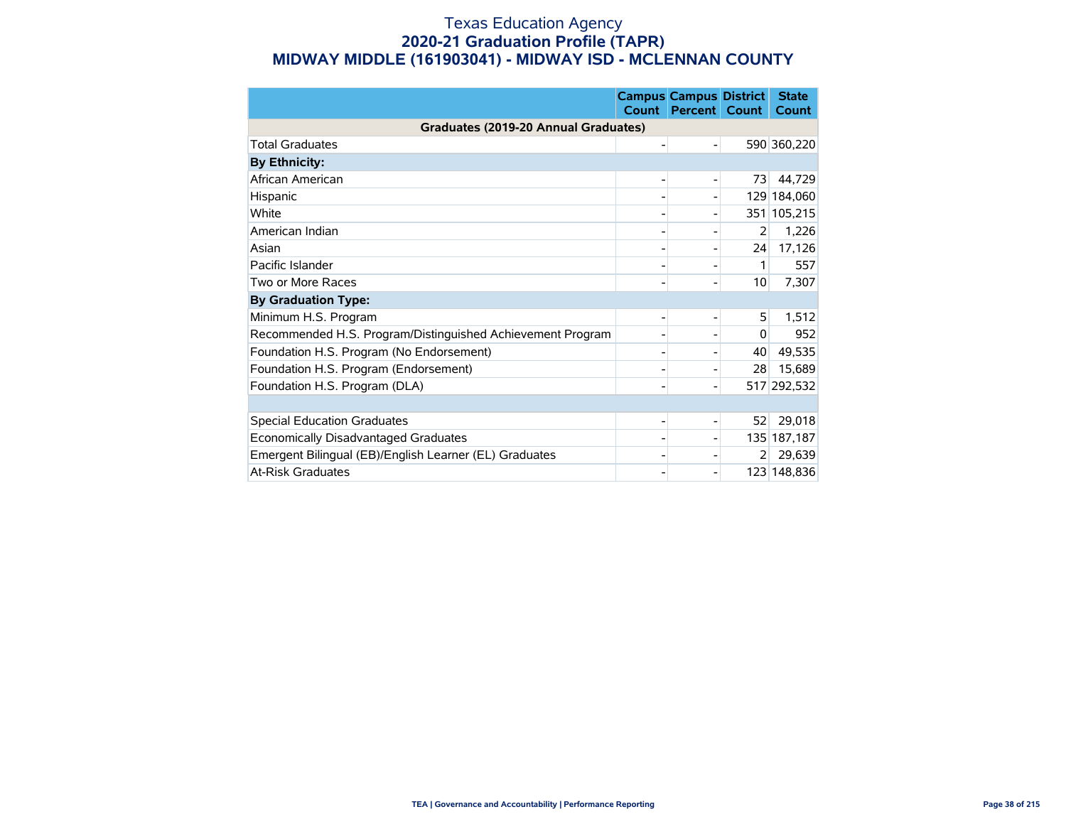Texas Education Agency

# 2020-21 Graduation Profile (TAPR)

## MIDWAY MIDDLE (161903041) - MIDWAY ISD - MCLENNAN COUNTY

| | Campus Count | Campus Percent | District Count | State Count |
|---|---|---|---|---|
| **Graduates (2019-20 Annual Graduates)** | | | | |
| Total Graduates | - | - | 590 | 360,220 |
| **By Ethnicity:** | | | | |
| African American | - | - | 73 | 44,729 |
| Hispanic | - | - | 129 | 184,060 |
| White | - | - | 351 | 105,215 |
| American Indian | - | - | 2 | 1,226 |
| Asian | - | - | 24 | 17,126 |
| Pacific Islander | - | - | 1 | 557 |
| Two or More Races | - | - | 10 | 7,307 |
| **By Graduation Type:** | | | | |
| Minimum H.S. Program | - | - | 5 | 1,512 |
| Recommended H.S. Program/Distinguished Achievement Program | - | - | 0 | 952 |
| Foundation H.S. Program (No Endorsement) | - | - | 40 | 49,535 |
| Foundation H.S. Program (Endorsement) | - | - | 28 | 15,689 |
| Foundation H.S. Program (DLA) | - | - | 517 | 292,532 |
| | | | | |
| Special Education Graduates | - | - | 52 | 29,018 |
| Economically Disadvantaged Graduates | - | - | 135 | 187,187 |
| Emergent Bilingual (EB)/English Learner (EL) Graduates | - | - | 2 | 29,639 |
| At-Risk Graduates | - | - | 123 | 148,836 |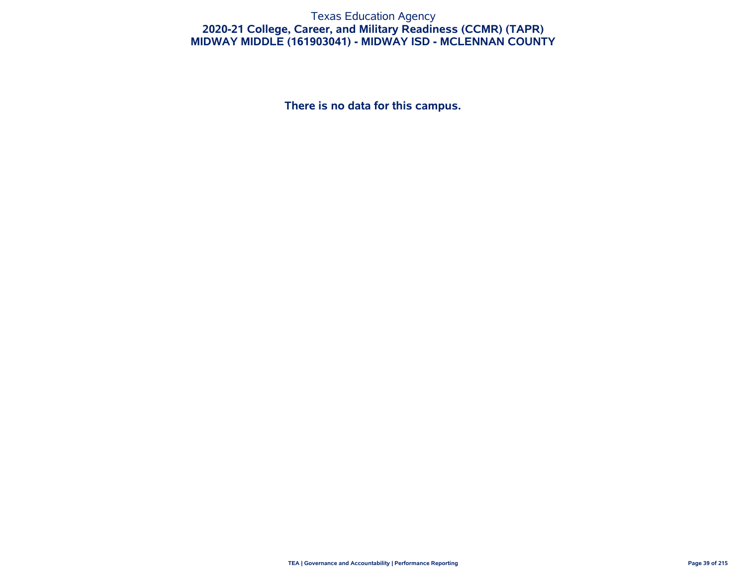Texas Education Agency

**2020-21 College, Career, and Military Readiness (CCMR) (TAPR)**

**MIDWAY MIDDLE (161903041) - MIDWAY ISD - MCLENNAN COUNTY**

**There is no data for this campus.**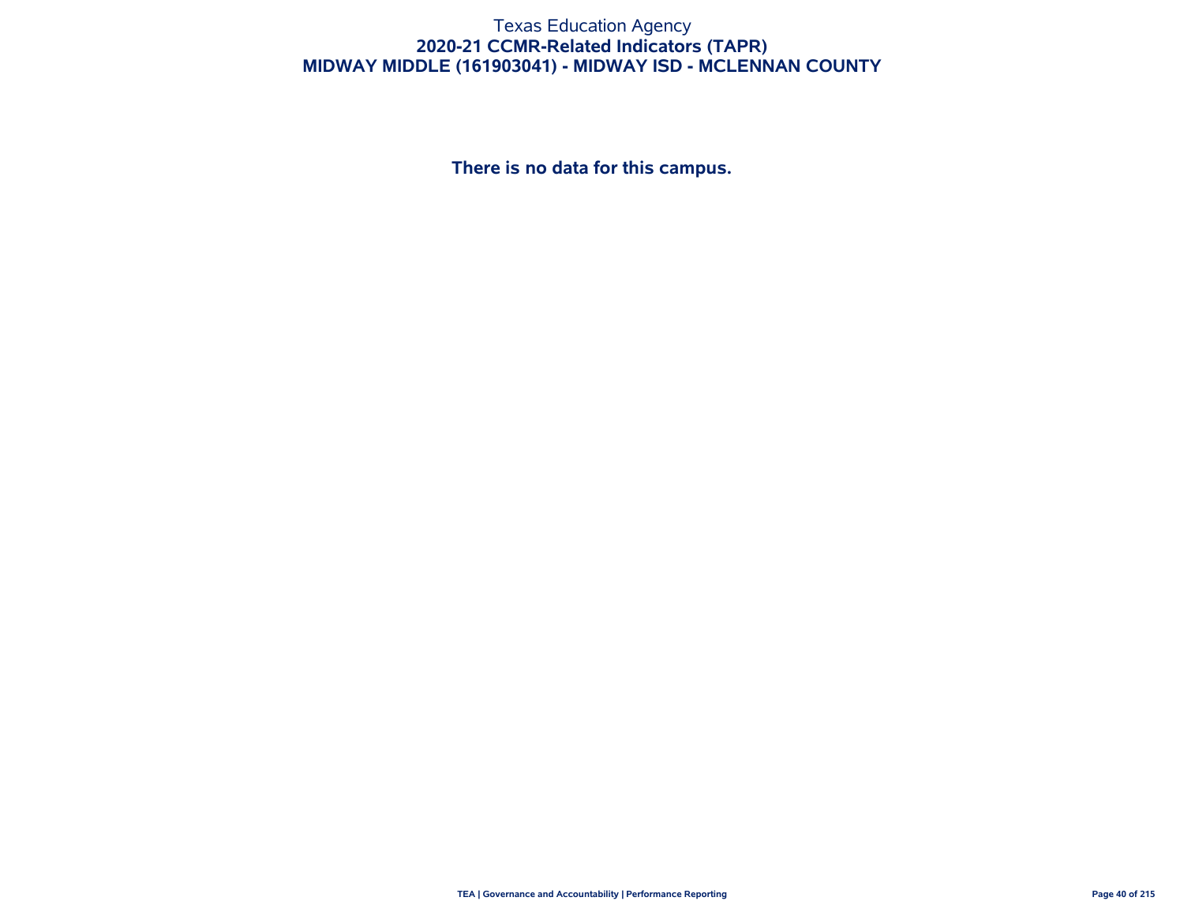Texas Education Agency

## 2020-21 CCMR-Related Indicators (TAPR)

## MIDWAY MIDDLE (161903041) - MIDWAY ISD - MCLENNAN COUNTY

**There is no data for this campus.**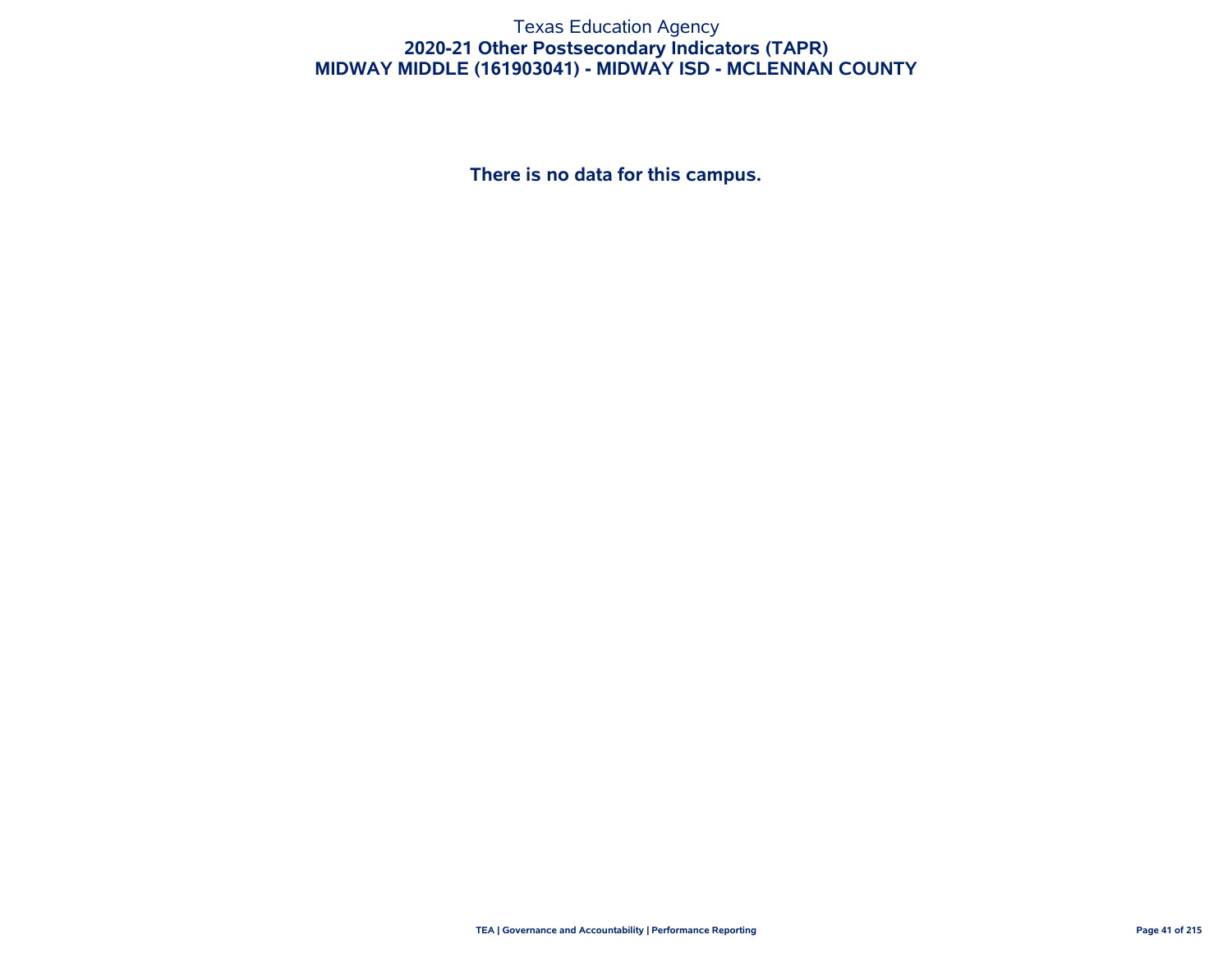Texas Education Agency

# 2020-21 Other Postsecondary Indicators (TAPR)

## MIDWAY MIDDLE (161903041) - MIDWAY ISD - MCLENNAN COUNTY

**There is no data for this campus.**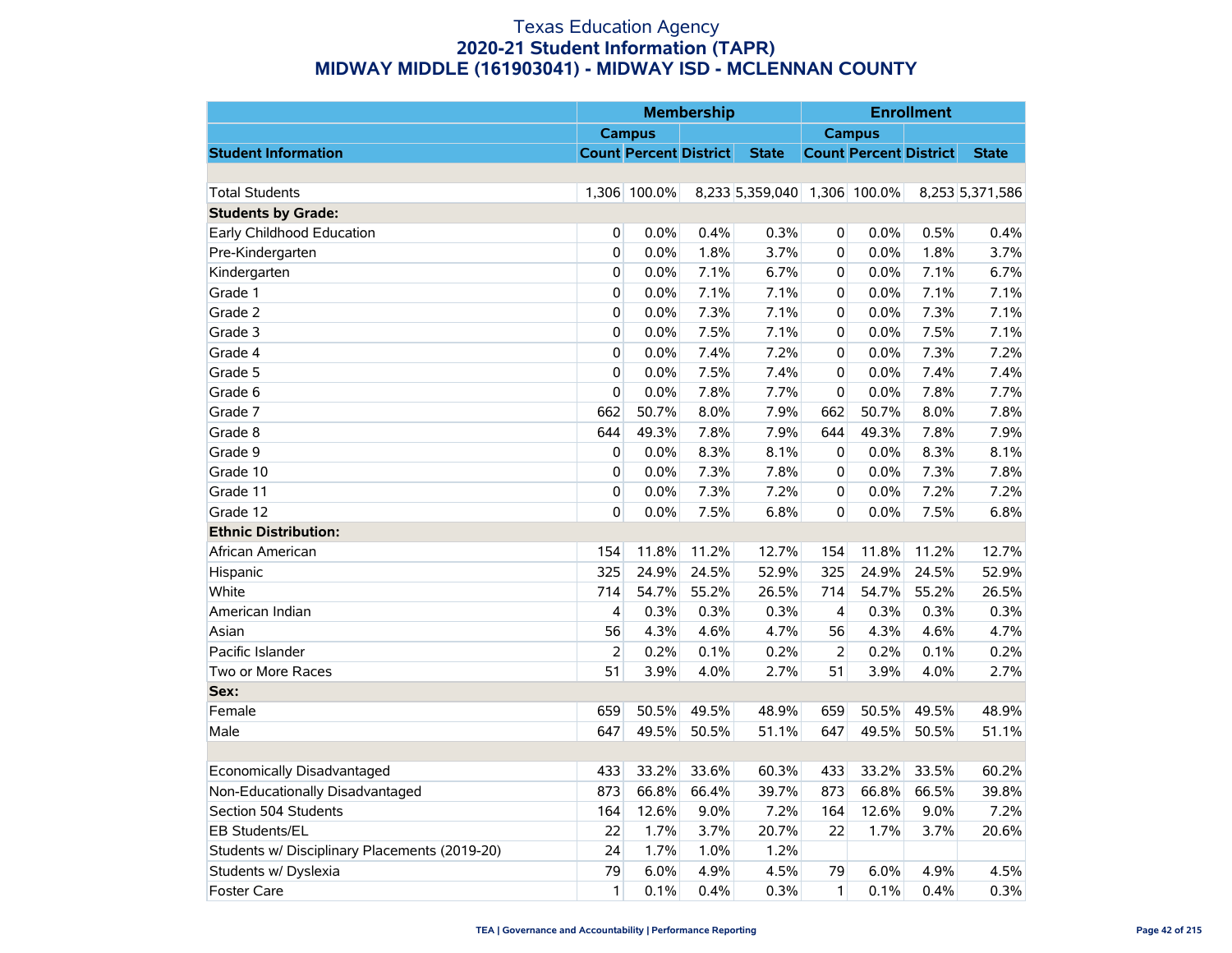# Texas Education Agency
## 2020-21 Student Information (TAPR)
## MIDWAY MIDDLE (161903041) - MIDWAY ISD - MCLENNAN COUNTY

| | Membership | | | | Enrollment | | | |
|---|---|---|---|---|---|---|---|---|
| | Campus | | | | Campus | | | |
| Student Information | Count | Percent | District | State | Count | Percent | District | State |
| | | | | | | | | |
| Total Students | 1,306 | 100.0% | 8,233 | 5,359,040 | 1,306 | 100.0% | 8,253 | 5,371,586 |
| **Students by Grade:** | | | | | | | | |
| Early Childhood Education | 0 | 0.0% | 0.4% | 0.3% | 0 | 0.0% | 0.5% | 0.4% |
| Pre-Kindergarten | 0 | 0.0% | 1.8% | 3.7% | 0 | 0.0% | 1.8% | 3.7% |
| Kindergarten | 0 | 0.0% | 7.1% | 6.7% | 0 | 0.0% | 7.1% | 6.7% |
| Grade 1 | 0 | 0.0% | 7.1% | 7.1% | 0 | 0.0% | 7.1% | 7.1% |
| Grade 2 | 0 | 0.0% | 7.3% | 7.1% | 0 | 0.0% | 7.3% | 7.1% |
| Grade 3 | 0 | 0.0% | 7.5% | 7.1% | 0 | 0.0% | 7.5% | 7.1% |
| Grade 4 | 0 | 0.0% | 7.4% | 7.2% | 0 | 0.0% | 7.3% | 7.2% |
| Grade 5 | 0 | 0.0% | 7.5% | 7.4% | 0 | 0.0% | 7.4% | 7.4% |
| Grade 6 | 0 | 0.0% | 7.8% | 7.7% | 0 | 0.0% | 7.8% | 7.7% |
| Grade 7 | 662 | 50.7% | 8.0% | 7.9% | 662 | 50.7% | 8.0% | 7.8% |
| Grade 8 | 644 | 49.3% | 7.8% | 7.9% | 644 | 49.3% | 7.8% | 7.9% |
| Grade 9 | 0 | 0.0% | 8.3% | 8.1% | 0 | 0.0% | 8.3% | 8.1% |
| Grade 10 | 0 | 0.0% | 7.3% | 7.8% | 0 | 0.0% | 7.3% | 7.8% |
| Grade 11 | 0 | 0.0% | 7.3% | 7.2% | 0 | 0.0% | 7.2% | 7.2% |
| Grade 12 | 0 | 0.0% | 7.5% | 6.8% | 0 | 0.0% | 7.5% | 6.8% |
| **Ethnic Distribution:** | | | | | | | | |
| African American | 154 | 11.8% | 11.2% | 12.7% | 154 | 11.8% | 11.2% | 12.7% |
| Hispanic | 325 | 24.9% | 24.5% | 52.9% | 325 | 24.9% | 24.5% | 52.9% |
| White | 714 | 54.7% | 55.2% | 26.5% | 714 | 54.7% | 55.2% | 26.5% |
| American Indian | 4 | 0.3% | 0.3% | 0.3% | 4 | 0.3% | 0.3% | 0.3% |
| Asian | 56 | 4.3% | 4.6% | 4.7% | 56 | 4.3% | 4.6% | 4.7% |
| Pacific Islander | 2 | 0.2% | 0.1% | 0.2% | 2 | 0.2% | 0.1% | 0.2% |
| Two or More Races | 51 | 3.9% | 4.0% | 2.7% | 51 | 3.9% | 4.0% | 2.7% |
| **Sex:** | | | | | | | | |
| Female | 659 | 50.5% | 49.5% | 48.9% | 659 | 50.5% | 49.5% | 48.9% |
| Male | 647 | 49.5% | 50.5% | 51.1% | 647 | 49.5% | 50.5% | 51.1% |
| | | | | | | | | |
| Economically Disadvantaged | 433 | 33.2% | 33.6% | 60.3% | 433 | 33.2% | 33.5% | 60.2% |
| Non-Educationally Disadvantaged | 873 | 66.8% | 66.4% | 39.7% | 873 | 66.8% | 66.5% | 39.8% |
| Section 504 Students | 164 | 12.6% | 9.0% | 7.2% | 164 | 12.6% | 9.0% | 7.2% |
| EB Students/EL | 22 | 1.7% | 3.7% | 20.7% | 22 | 1.7% | 3.7% | 20.6% |
| Students w/ Disciplinary Placements (2019-20) | 24 | 1.7% | 1.0% | 1.2% | | | | |
| Students w/ Dyslexia | 79 | 6.0% | 4.9% | 4.5% | 79 | 6.0% | 4.9% | 4.5% |
| Foster Care | 1 | 0.1% | 0.4% | 0.3% | 1 | 0.1% | 0.4% | 0.3% |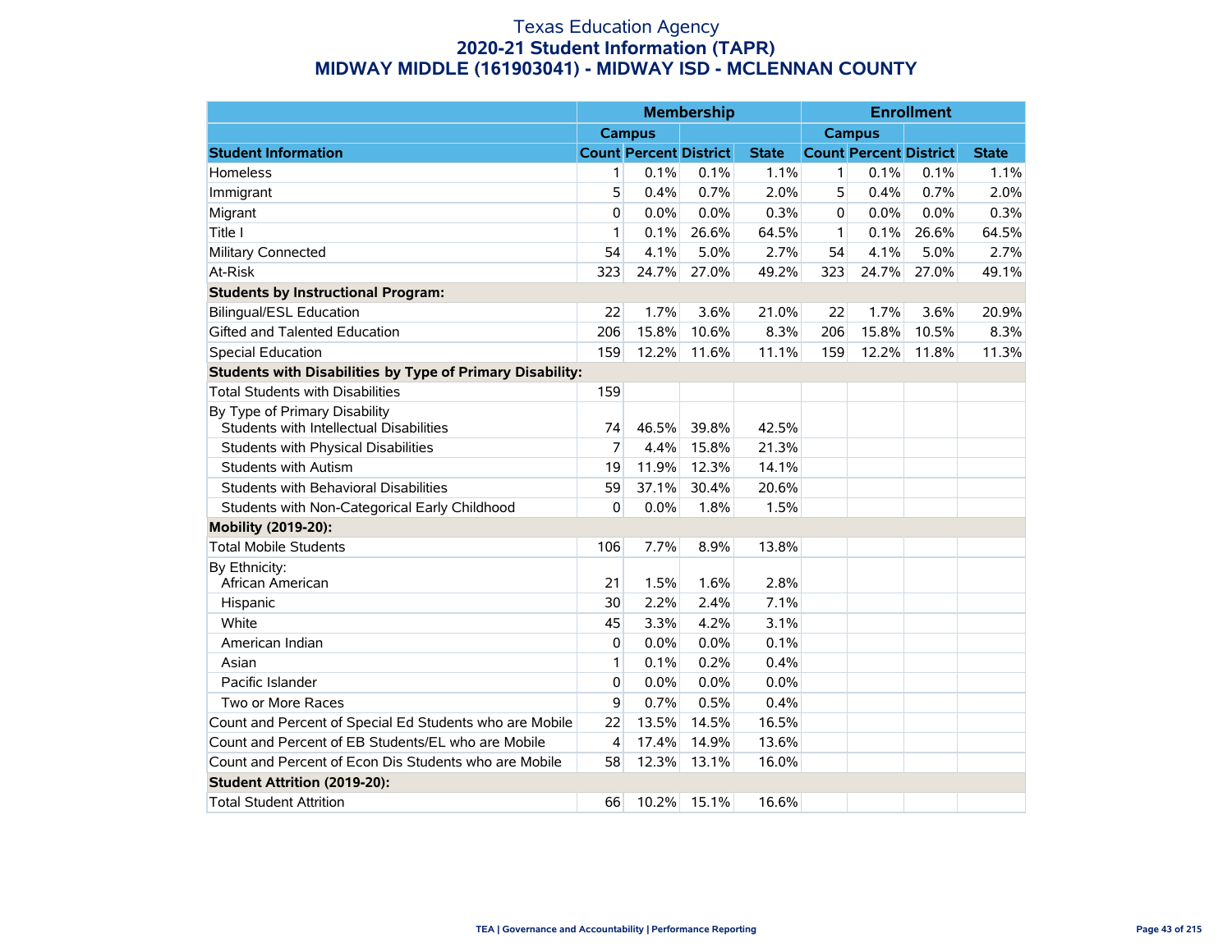# Texas Education Agency
## 2020-21 Student Information (TAPR)
## MIDWAY MIDDLE (161903041) - MIDWAY ISD - MCLENNAN COUNTY

| | Membership | | | | Enrollment | | | |
|---|---|---|---|---|---|---|---|---|
| | Campus | | | | Campus | | | |
| **Student Information** | **Count** | **Percent** | **District** | **State** | **Count** | **Percent** | **District** | **State** |
| Homeless | 1 | 0.1% | 0.1% | 1.1% | 1 | 0.1% | 0.1% | 1.1% |
| Immigrant | 5 | 0.4% | 0.7% | 2.0% | 5 | 0.4% | 0.7% | 2.0% |
| Migrant | 0 | 0.0% | 0.0% | 0.3% | 0 | 0.0% | 0.0% | 0.3% |
| Title I | 1 | 0.1% | 26.6% | 64.5% | 1 | 0.1% | 26.6% | 64.5% |
| Military Connected | 54 | 4.1% | 5.0% | 2.7% | 54 | 4.1% | 5.0% | 2.7% |
| At-Risk | 323 | 24.7% | 27.0% | 49.2% | 323 | 24.7% | 27.0% | 49.1% |
| **Students by Instructional Program:** | | | | | | | | |
| Bilingual/ESL Education | 22 | 1.7% | 3.6% | 21.0% | 22 | 1.7% | 3.6% | 20.9% |
| Gifted and Talented Education | 206 | 15.8% | 10.6% | 8.3% | 206 | 15.8% | 10.5% | 8.3% |
| Special Education | 159 | 12.2% | 11.6% | 11.1% | 159 | 12.2% | 11.8% | 11.3% |
| **Students with Disabilities by Type of Primary Disability:** | | | | | | | | |
| Total Students with Disabilities | 159 | | | | | | | |
| By Type of Primary Disability<br>Students with Intellectual Disabilities | 74 | 46.5% | 39.8% | 42.5% | | | | |
| Students with Physical Disabilities | 7 | 4.4% | 15.8% | 21.3% | | | | |
| Students with Autism | 19 | 11.9% | 12.3% | 14.1% | | | | |
| Students with Behavioral Disabilities | 59 | 37.1% | 30.4% | 20.6% | | | | |
| Students with Non-Categorical Early Childhood | 0 | 0.0% | 1.8% | 1.5% | | | | |
| **Mobility (2019-20):** | | | | | | | | |
| Total Mobile Students | 106 | 7.7% | 8.9% | 13.8% | | | | |
| By Ethnicity:<br>African American | 21 | 1.5% | 1.6% | 2.8% | | | | |
| Hispanic | 30 | 2.2% | 2.4% | 7.1% | | | | |
| White | 45 | 3.3% | 4.2% | 3.1% | | | | |
| American Indian | 0 | 0.0% | 0.0% | 0.1% | | | | |
| Asian | 1 | 0.1% | 0.2% | 0.4% | | | | |
| Pacific Islander | 0 | 0.0% | 0.0% | 0.0% | | | | |
| Two or More Races | 9 | 0.7% | 0.5% | 0.4% | | | | |
| Count and Percent of Special Ed Students who are Mobile | 22 | 13.5% | 14.5% | 16.5% | | | | |
| Count and Percent of EB Students/EL who are Mobile | 4 | 17.4% | 14.9% | 13.6% | | | | |
| Count and Percent of Econ Dis Students who are Mobile | 58 | 12.3% | 13.1% | 16.0% | | | | |
| **Student Attrition (2019-20):** | | | | | | | | |
| Total Student Attrition | 66 | 10.2% | 15.1% | 16.6% | | | | |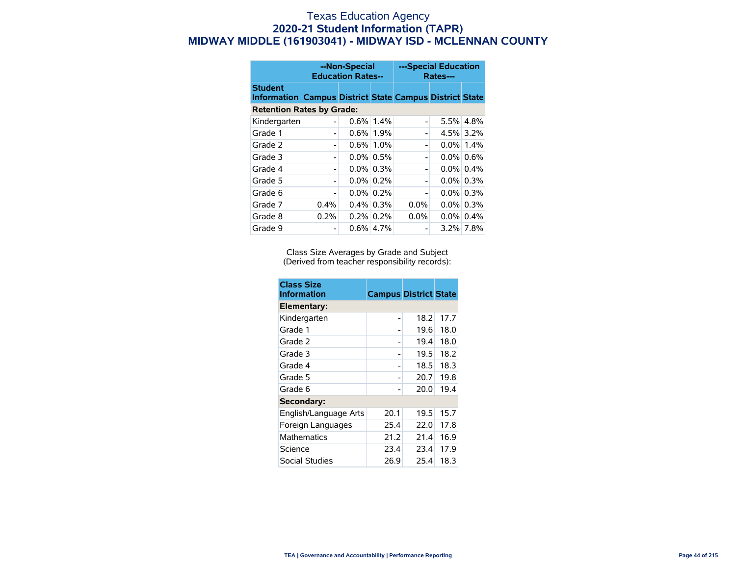# Texas Education Agency

## 2020-21 Student Information (TAPR)

## MIDWAY MIDDLE (161903041) - MIDWAY ISD - MCLENNAN COUNTY

| | --Non-Special Education Rates-- | | | ---Special Education Rates--- | | |
|---|---|---|---|---|---|---|
| Student Information | Campus | District | State | Campus | District | State |
| **Retention Rates by Grade:** | | | | | | |
| Kindergarten | - | 0.6% | 1.4% | - | 5.5% | 4.8% |
| Grade 1 | - | 0.6% | 1.9% | - | 4.5% | 3.2% |
| Grade 2 | - | 0.6% | 1.0% | - | 0.0% | 1.4% |
| Grade 3 | - | 0.0% | 0.5% | - | 0.0% | 0.6% |
| Grade 4 | - | 0.0% | 0.3% | - | 0.0% | 0.4% |
| Grade 5 | - | 0.0% | 0.2% | - | 0.0% | 0.3% |
| Grade 6 | - | 0.0% | 0.2% | - | 0.0% | 0.3% |
| Grade 7 | 0.4% | 0.4% | 0.3% | 0.0% | 0.0% | 0.3% |
| Grade 8 | 0.2% | 0.2% | 0.2% | 0.0% | 0.0% | 0.4% |
| Grade 9 | - | 0.6% | 4.7% | - | 3.2% | 7.8% |

Class Size Averages by Grade and Subject
(Derived from teacher responsibility records):

| Class Size Information | Campus | District | State |
|---|---|---|---|
| **Elementary:** | | | |
| Kindergarten | - | 18.2 | 17.7 |
| Grade 1 | - | 19.6 | 18.0 |
| Grade 2 | - | 19.4 | 18.0 |
| Grade 3 | - | 19.5 | 18.2 |
| Grade 4 | - | 18.5 | 18.3 |
| Grade 5 | - | 20.7 | 19.8 |
| Grade 6 | - | 20.0 | 19.4 |
| **Secondary:** | | | |
| English/Language Arts | 20.1 | 19.5 | 15.7 |
| Foreign Languages | 25.4 | 22.0 | 17.8 |
| Mathematics | 21.2 | 21.4 | 16.9 |
| Science | 23.4 | 23.4 | 17.9 |
| Social Studies | 26.9 | 25.4 | 18.3 |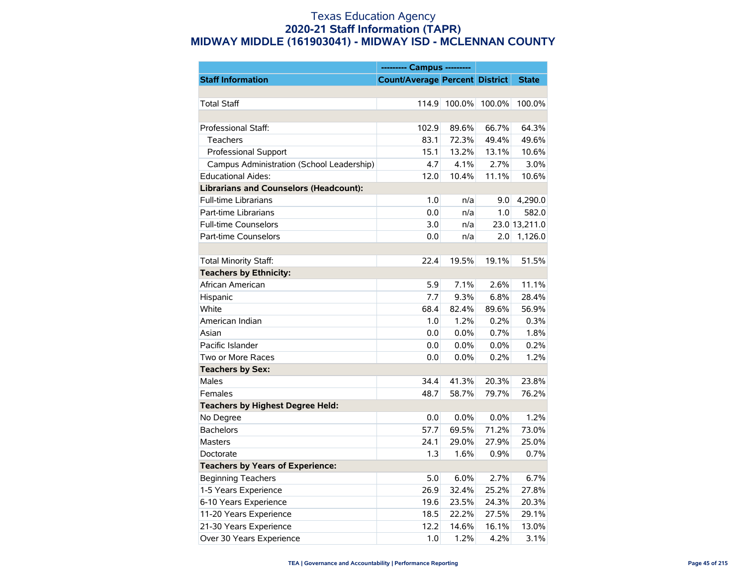# Texas Education Agency
## 2020-21 Staff Information (TAPR)
## MIDWAY MIDDLE (161903041) - MIDWAY ISD - MCLENNAN COUNTY

| | --------- Campus --------- | | | |
|---|---|---|---|---|
| **Staff Information** | **Count/Average** | **Percent** | **District** | **State** |
| | | | | |
| Total Staff | 114.9 | 100.0% | 100.0% | 100.0% |
| | | | | |
| Professional Staff: | 102.9 | 89.6% | 66.7% | 64.3% |
| Teachers | 83.1 | 72.3% | 49.4% | 49.6% |
| Professional Support | 15.1 | 13.2% | 13.1% | 10.6% |
| Campus Administration (School Leadership) | 4.7 | 4.1% | 2.7% | 3.0% |
| Educational Aides: | 12.0 | 10.4% | 11.1% | 10.6% |
| **Librarians and Counselors (Headcount):** | | | | |
| Full-time Librarians | 1.0 | n/a | 9.0 | 4,290.0 |
| Part-time Librarians | 0.0 | n/a | 1.0 | 582.0 |
| Full-time Counselors | 3.0 | n/a | 23.0 | 13,211.0 |
| Part-time Counselors | 0.0 | n/a | 2.0 | 1,126.0 |
| | | | | |
| Total Minority Staff: | 22.4 | 19.5% | 19.1% | 51.5% |
| **Teachers by Ethnicity:** | | | | |
| African American | 5.9 | 7.1% | 2.6% | 11.1% |
| Hispanic | 7.7 | 9.3% | 6.8% | 28.4% |
| White | 68.4 | 82.4% | 89.6% | 56.9% |
| American Indian | 1.0 | 1.2% | 0.2% | 0.3% |
| Asian | 0.0 | 0.0% | 0.7% | 1.8% |
| Pacific Islander | 0.0 | 0.0% | 0.0% | 0.2% |
| Two or More Races | 0.0 | 0.0% | 0.2% | 1.2% |
| **Teachers by Sex:** | | | | |
| Males | 34.4 | 41.3% | 20.3% | 23.8% |
| Females | 48.7 | 58.7% | 79.7% | 76.2% |
| **Teachers by Highest Degree Held:** | | | | |
| No Degree | 0.0 | 0.0% | 0.0% | 1.2% |
| Bachelors | 57.7 | 69.5% | 71.2% | 73.0% |
| Masters | 24.1 | 29.0% | 27.9% | 25.0% |
| Doctorate | 1.3 | 1.6% | 0.9% | 0.7% |
| **Teachers by Years of Experience:** | | | | |
| Beginning Teachers | 5.0 | 6.0% | 2.7% | 6.7% |
| 1-5 Years Experience | 26.9 | 32.4% | 25.2% | 27.8% |
| 6-10 Years Experience | 19.6 | 23.5% | 24.3% | 20.3% |
| 11-20 Years Experience | 18.5 | 22.2% | 27.5% | 29.1% |
| 21-30 Years Experience | 12.2 | 14.6% | 16.1% | 13.0% |
| Over 30 Years Experience | 1.0 | 1.2% | 4.2% | 3.1% |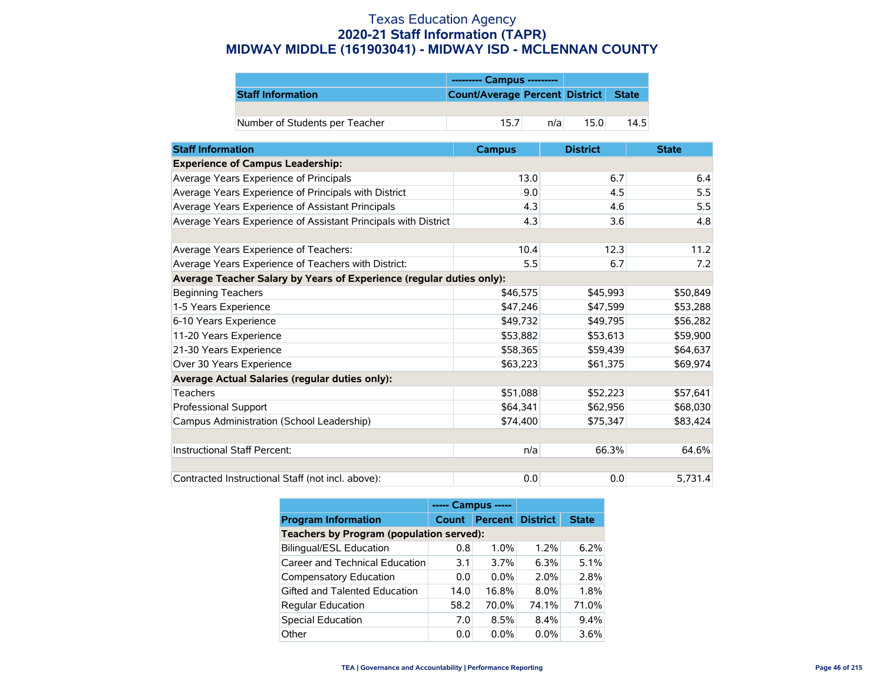# Texas Education Agency
## 2020-21 Staff Information (TAPR)
## MIDWAY MIDDLE (161903041) - MIDWAY ISD - MCLENNAN COUNTY

| | --------- Campus --------- | | | |
|---|---|---|---|---|
| **Staff Information** | **Count/Average** | **Percent** | **District** | **State** |
| | | | | |
| Number of Students per Teacher | 15.7 | n/a | 15.0 | 14.5 |

| Staff Information | Campus | District | State |
|---|---|---|---|
| **Experience of Campus Leadership:** | | | |
| Average Years Experience of Principals | 13.0 | 6.7 | 6.4 |
| Average Years Experience of Principals with District | 9.0 | 4.5 | 5.5 |
| Average Years Experience of Assistant Principals | 4.3 | 4.6 | 5.5 |
| Average Years Experience of Assistant Principals with District | 4.3 | 3.6 | 4.8 |
| | | | |
| Average Years Experience of Teachers: | 10.4 | 12.3 | 11.2 |
| Average Years Experience of Teachers with District: | 5.5 | 6.7 | 7.2 |
| **Average Teacher Salary by Years of Experience (regular duties only):** | | | |
| Beginning Teachers | $46,575 | $45,993 | $50,849 |
| 1-5 Years Experience | $47,246 | $47,599 | $53,288 |
| 6-10 Years Experience | $49,732 | $49,795 | $56,282 |
| 11-20 Years Experience | $53,882 | $53,613 | $59,900 |
| 21-30 Years Experience | $58,365 | $59,439 | $64,637 |
| Over 30 Years Experience | $63,223 | $61,375 | $69,974 |
| **Average Actual Salaries (regular duties only):** | | | |
| Teachers | $51,088 | $52,223 | $57,641 |
| Professional Support | $64,341 | $62,956 | $68,030 |
| Campus Administration (School Leadership) | $74,400 | $75,347 | $83,424 |
| | | | |
| Instructional Staff Percent: | n/a | 66.3% | 64.6% |
| | | | |
| Contracted Instructional Staff (not incl. above): | 0.0 | 0.0 | 5,731.4 |

| | ----- Campus ----- | | | |
|---|---|---|---|---|
| **Program Information** | **Count** | **Percent** | **District** | **State** |
| **Teachers by Program (population served):** | | | | |
| Bilingual/ESL Education | 0.8 | 1.0% | 1.2% | 6.2% |
| Career and Technical Education | 3.1 | 3.7% | 6.3% | 5.1% |
| Compensatory Education | 0.0 | 0.0% | 2.0% | 2.8% |
| Gifted and Talented Education | 14.0 | 16.8% | 8.0% | 1.8% |
| Regular Education | 58.2 | 70.0% | 74.1% | 71.0% |
| Special Education | 7.0 | 8.5% | 8.4% | 9.4% |
| Other | 0.0 | 0.0% | 0.0% | 3.6% |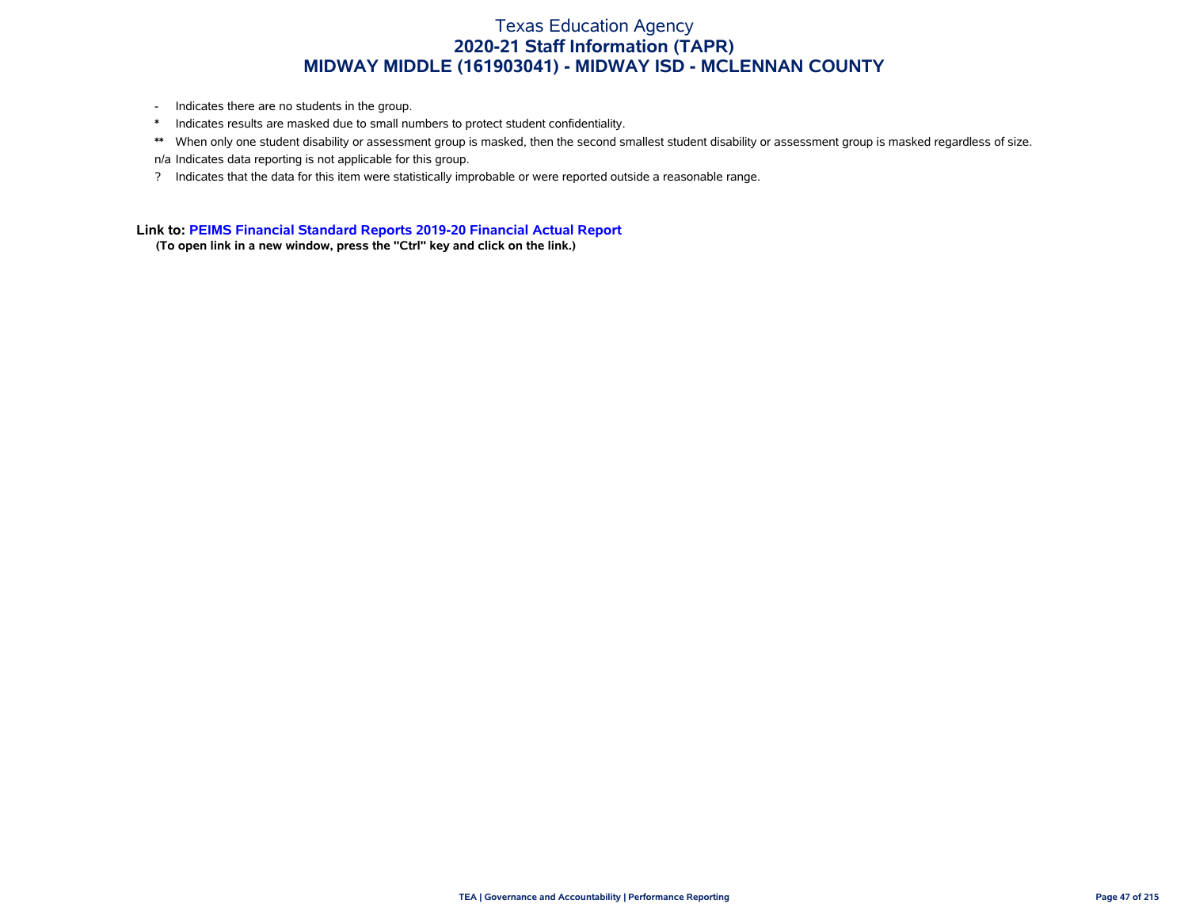- Indicates there are no students in the group.

* Indicates results are masked due to small numbers to protect student confidentiality.

** When only one student disability or assessment group is masked, then the second smallest student disability or assessment group is masked regardless of size.

n/a Indicates data reporting is not applicable for this group.

? Indicates that the data for this item were statistically improbable or were reported outside a reasonable range.

**Link to: PEIMS Financial Standard Reports 2019-20 Financial Actual Report**

**(To open link in a new window, press the "Ctrl" key and click on the link.)**